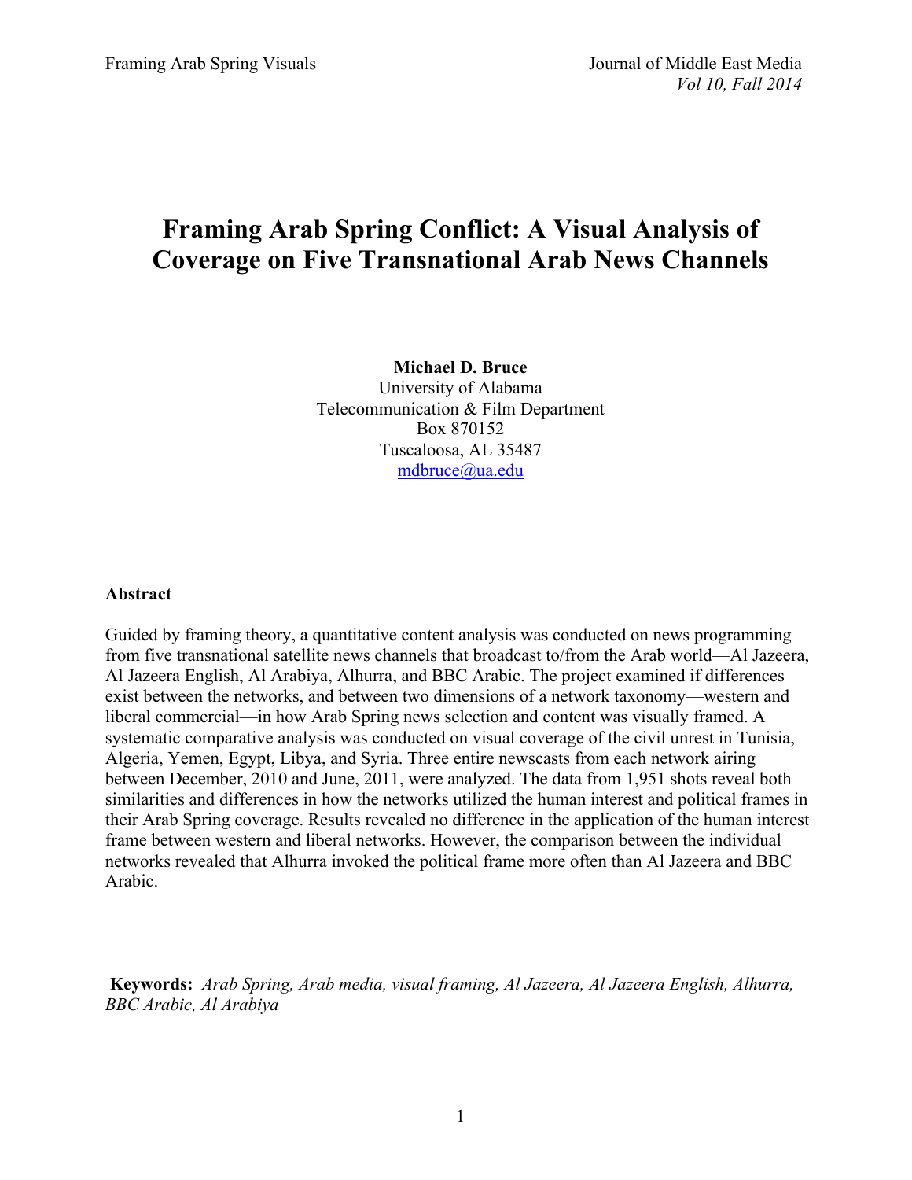# Framing Arab Spring Conflict: A Visual Analysis of Coverage on Five Transnational Arab News Channels

**Michael D. Bruce**
University of Alabama
Telecommunication & Film Department
Box 870152
Tuscaloosa, AL 35487
mdbruce@ua.edu

## Abstract

Guided by framing theory, a quantitative content analysis was conducted on news programming from five transnational satellite news channels that broadcast to/from the Arab world—Al Jazeera, Al Jazeera English, Al Arabiya, Alhurra, and BBC Arabic. The project examined if differences exist between the networks, and between two dimensions of a network taxonomy—western and liberal commercial—in how Arab Spring news selection and content was visually framed. A systematic comparative analysis was conducted on visual coverage of the civil unrest in Tunisia, Algeria, Yemen, Egypt, Libya, and Syria. Three entire newscasts from each network airing between December, 2010 and June, 2011, were analyzed. The data from 1,951 shots reveal both similarities and differences in how the networks utilized the human interest and political frames in their Arab Spring coverage. Results revealed no difference in the application of the human interest frame between western and liberal networks. However, the comparison between the individual networks revealed that Alhurra invoked the political frame more often than Al Jazeera and BBC Arabic.

**Keywords:** *Arab Spring, Arab media, visual framing, Al Jazeera, Al Jazeera English, Alhurra, BBC Arabic, Al Arabiya*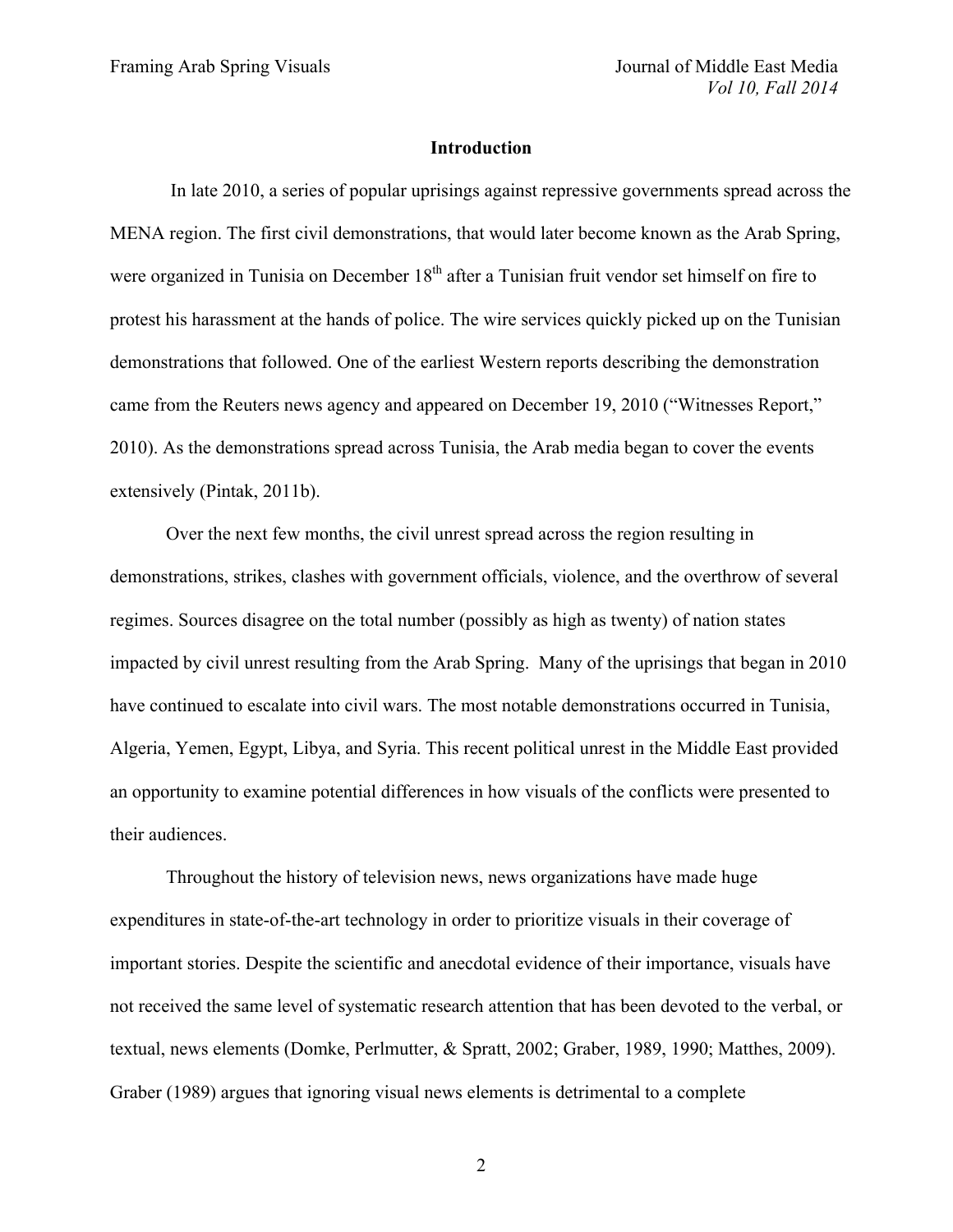## Introduction

In late 2010, a series of popular uprisings against repressive governments spread across the MENA region. The first civil demonstrations, that would later become known as the Arab Spring, were organized in Tunisia on December 18th after a Tunisian fruit vendor set himself on fire to protest his harassment at the hands of police. The wire services quickly picked up on the Tunisian demonstrations that followed. One of the earliest Western reports describing the demonstration came from the Reuters news agency and appeared on December 19, 2010 ("Witnesses Report," 2010). As the demonstrations spread across Tunisia, the Arab media began to cover the events extensively (Pintak, 2011b).

Over the next few months, the civil unrest spread across the region resulting in demonstrations, strikes, clashes with government officials, violence, and the overthrow of several regimes. Sources disagree on the total number (possibly as high as twenty) of nation states impacted by civil unrest resulting from the Arab Spring. Many of the uprisings that began in 2010 have continued to escalate into civil wars. The most notable demonstrations occurred in Tunisia, Algeria, Yemen, Egypt, Libya, and Syria. This recent political unrest in the Middle East provided an opportunity to examine potential differences in how visuals of the conflicts were presented to their audiences.

Throughout the history of television news, news organizations have made huge expenditures in state-of-the-art technology in order to prioritize visuals in their coverage of important stories. Despite the scientific and anecdotal evidence of their importance, visuals have not received the same level of systematic research attention that has been devoted to the verbal, or textual, news elements (Domke, Perlmutter, & Spratt, 2002; Graber, 1989, 1990; Matthes, 2009). Graber (1989) argues that ignoring visual news elements is detrimental to a complete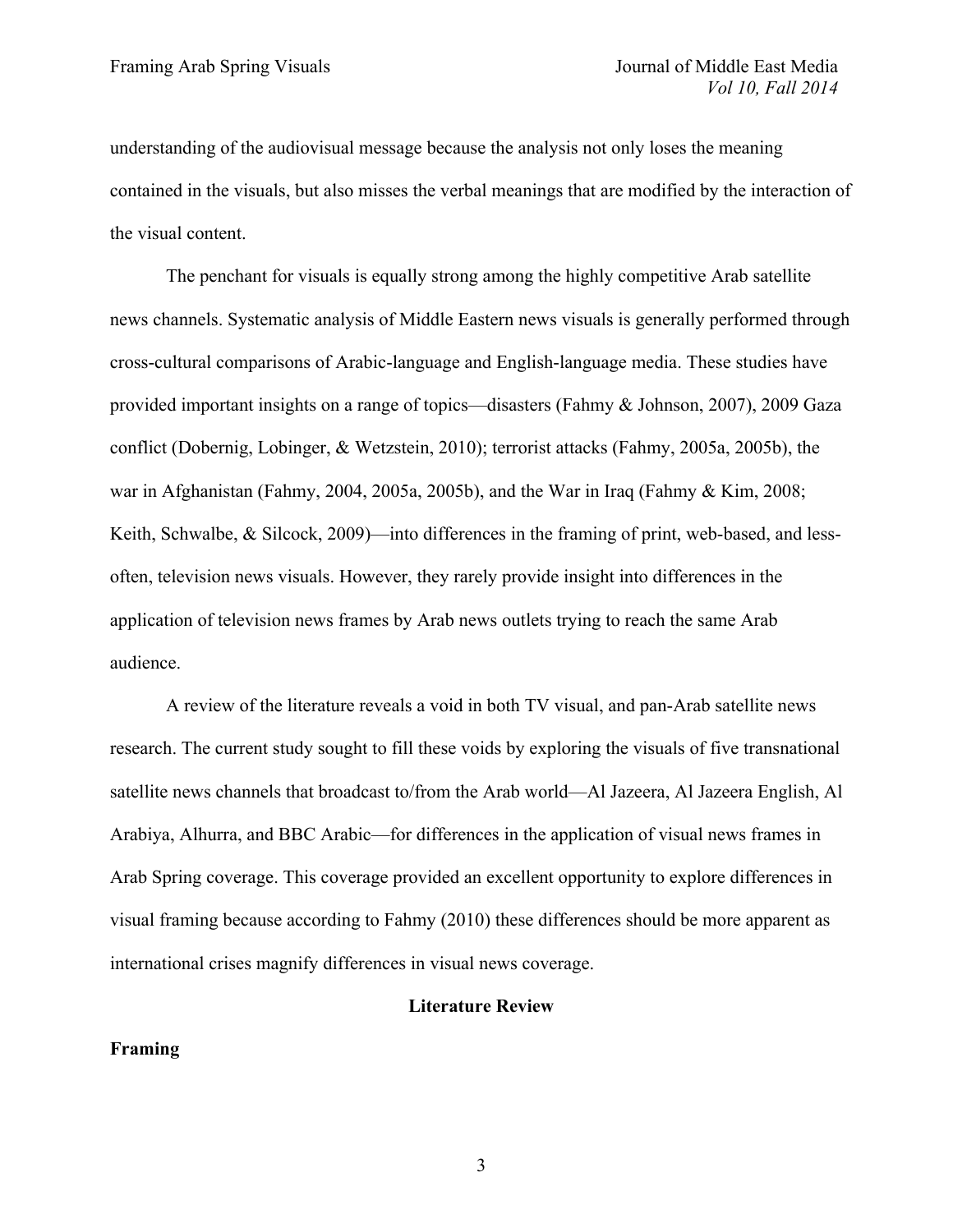understanding of the audiovisual message because the analysis not only loses the meaning contained in the visuals, but also misses the verbal meanings that are modified by the interaction of the visual content.

The penchant for visuals is equally strong among the highly competitive Arab satellite news channels. Systematic analysis of Middle Eastern news visuals is generally performed through cross-cultural comparisons of Arabic-language and English-language media. These studies have provided important insights on a range of topics—disasters (Fahmy & Johnson, 2007), 2009 Gaza conflict (Dobernig, Lobinger, & Wetzstein, 2010); terrorist attacks (Fahmy, 2005a, 2005b), the war in Afghanistan (Fahmy, 2004, 2005a, 2005b), and the War in Iraq (Fahmy & Kim, 2008; Keith, Schwalbe, & Silcock, 2009)—into differences in the framing of print, web-based, and less-often, television news visuals. However, they rarely provide insight into differences in the application of television news frames by Arab news outlets trying to reach the same Arab audience.

A review of the literature reveals a void in both TV visual, and pan-Arab satellite news research. The current study sought to fill these voids by exploring the visuals of five transnational satellite news channels that broadcast to/from the Arab world—Al Jazeera, Al Jazeera English, Al Arabiya, Alhurra, and BBC Arabic—for differences in the application of visual news frames in Arab Spring coverage. This coverage provided an excellent opportunity to explore differences in visual framing because according to Fahmy (2010) these differences should be more apparent as international crises magnify differences in visual news coverage.

## Literature Review

### Framing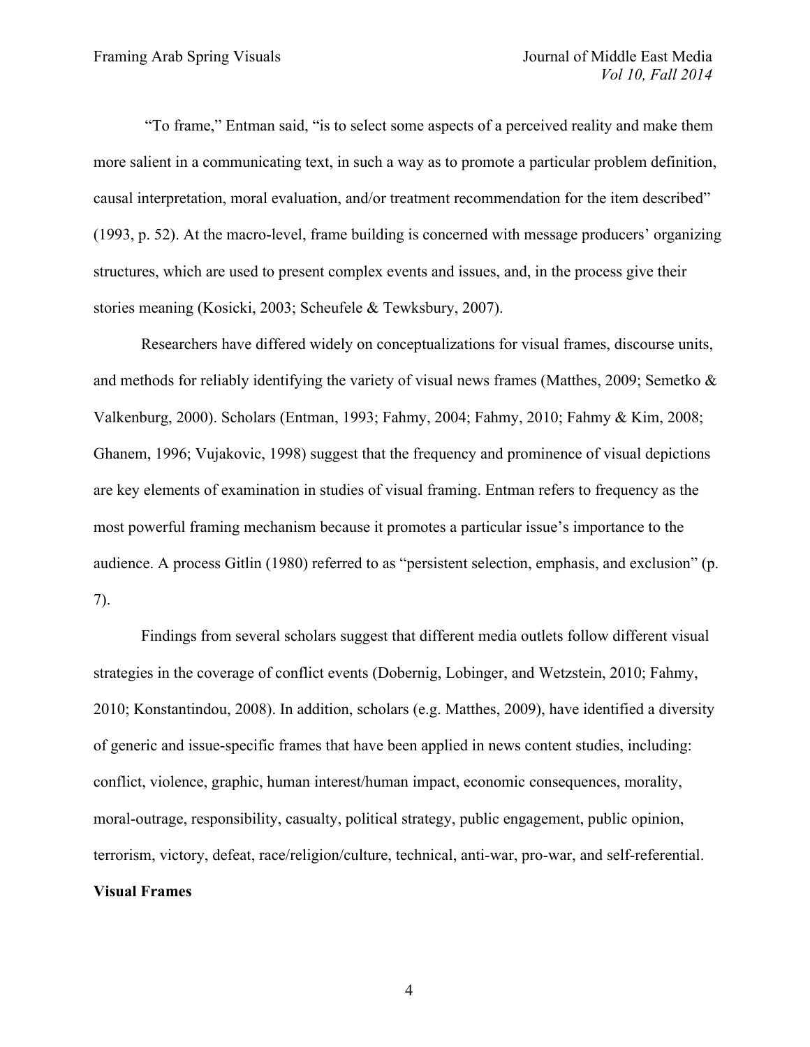"To frame," Entman said, "is to select some aspects of a perceived reality and make them more salient in a communicating text, in such a way as to promote a particular problem definition, causal interpretation, moral evaluation, and/or treatment recommendation for the item described" (1993, p. 52). At the macro-level, frame building is concerned with message producers' organizing structures, which are used to present complex events and issues, and, in the process give their stories meaning (Kosicki, 2003; Scheufele & Tewksbury, 2007).

Researchers have differed widely on conceptualizations for visual frames, discourse units, and methods for reliably identifying the variety of visual news frames (Matthes, 2009; Semetko & Valkenburg, 2000). Scholars (Entman, 1993; Fahmy, 2004; Fahmy, 2010; Fahmy & Kim, 2008; Ghanem, 1996; Vujakovic, 1998) suggest that the frequency and prominence of visual depictions are key elements of examination in studies of visual framing. Entman refers to frequency as the most powerful framing mechanism because it promotes a particular issue's importance to the audience. A process Gitlin (1980) referred to as "persistent selection, emphasis, and exclusion" (p. 7).

Findings from several scholars suggest that different media outlets follow different visual strategies in the coverage of conflict events (Dobernig, Lobinger, and Wetzstein, 2010; Fahmy, 2010; Konstantindou, 2008). In addition, scholars (e.g. Matthes, 2009), have identified a diversity of generic and issue-specific frames that have been applied in news content studies, including: conflict, violence, graphic, human interest/human impact, economic consequences, morality, moral-outrage, responsibility, casualty, political strategy, public engagement, public opinion, terrorism, victory, defeat, race/religion/culture, technical, anti-war, pro-war, and self-referential.

**Visual Frames**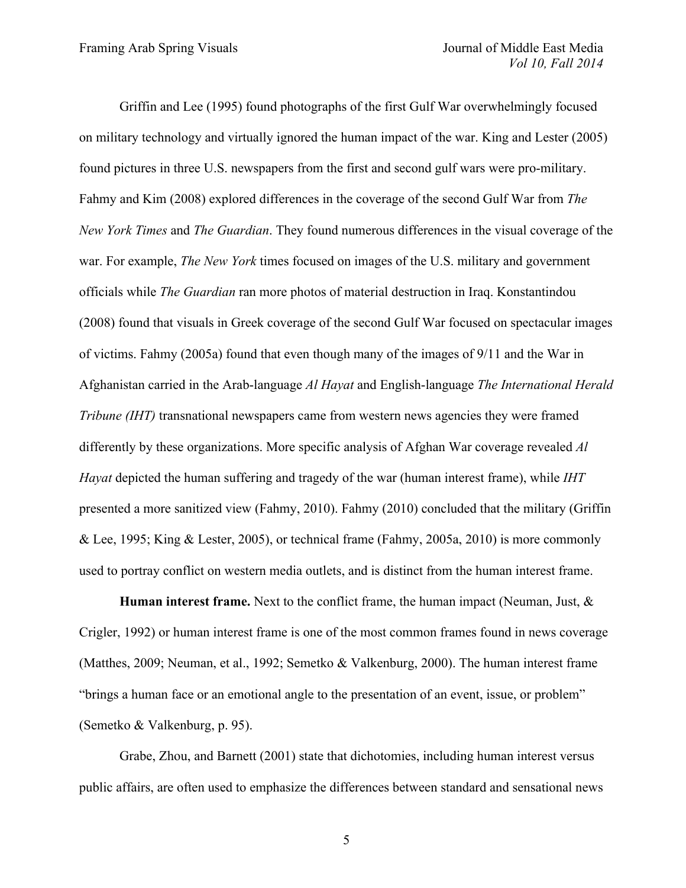Griffin and Lee (1995) found photographs of the first Gulf War overwhelmingly focused on military technology and virtually ignored the human impact of the war. King and Lester (2005) found pictures in three U.S. newspapers from the first and second gulf wars were pro-military. Fahmy and Kim (2008) explored differences in the coverage of the second Gulf War from *The New York Times* and *The Guardian*. They found numerous differences in the visual coverage of the war. For example, *The New York* times focused on images of the U.S. military and government officials while *The Guardian* ran more photos of material destruction in Iraq. Konstantindou (2008) found that visuals in Greek coverage of the second Gulf War focused on spectacular images of victims. Fahmy (2005a) found that even though many of the images of 9/11 and the War in Afghanistan carried in the Arab-language *Al Hayat* and English-language *The International Herald Tribune (IHT)* transnational newspapers came from western news agencies they were framed differently by these organizations. More specific analysis of Afghan War coverage revealed *Al Hayat* depicted the human suffering and tragedy of the war (human interest frame), while *IHT* presented a more sanitized view (Fahmy, 2010). Fahmy (2010) concluded that the military (Griffin & Lee, 1995; King & Lester, 2005), or technical frame (Fahmy, 2005a, 2010) is more commonly used to portray conflict on western media outlets, and is distinct from the human interest frame.

**Human interest frame.** Next to the conflict frame, the human impact (Neuman, Just, & Crigler, 1992) or human interest frame is one of the most common frames found in news coverage (Matthes, 2009; Neuman, et al., 1992; Semetko & Valkenburg, 2000). The human interest frame "brings a human face or an emotional angle to the presentation of an event, issue, or problem" (Semetko & Valkenburg, p. 95).

Grabe, Zhou, and Barnett (2001) state that dichotomies, including human interest versus public affairs, are often used to emphasize the differences between standard and sensational news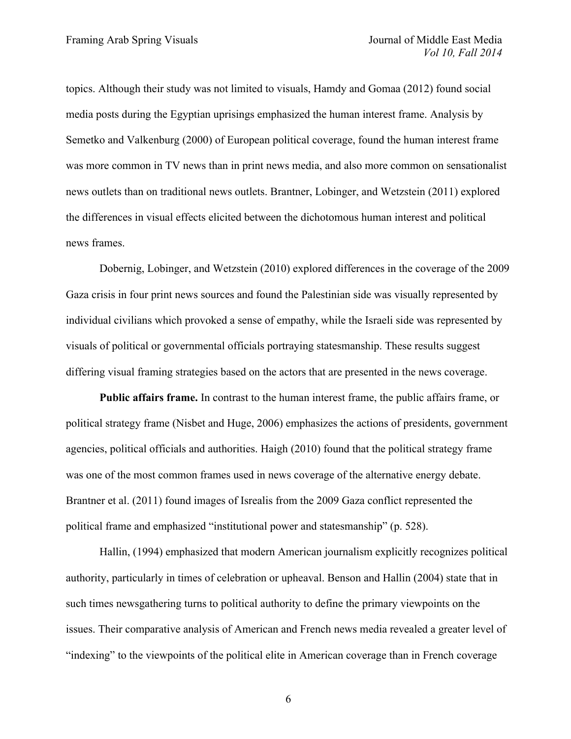topics. Although their study was not limited to visuals, Hamdy and Gomaa (2012) found social media posts during the Egyptian uprisings emphasized the human interest frame. Analysis by Semetko and Valkenburg (2000) of European political coverage, found the human interest frame was more common in TV news than in print news media, and also more common on sensationalist news outlets than on traditional news outlets. Brantner, Lobinger, and Wetzstein (2011) explored the differences in visual effects elicited between the dichotomous human interest and political news frames.

Dobernig, Lobinger, and Wetzstein (2010) explored differences in the coverage of the 2009 Gaza crisis in four print news sources and found the Palestinian side was visually represented by individual civilians which provoked a sense of empathy, while the Israeli side was represented by visuals of political or governmental officials portraying statesmanship. These results suggest differing visual framing strategies based on the actors that are presented in the news coverage.

**Public affairs frame.** In contrast to the human interest frame, the public affairs frame, or political strategy frame (Nisbet and Huge, 2006) emphasizes the actions of presidents, government agencies, political officials and authorities. Haigh (2010) found that the political strategy frame was one of the most common frames used in news coverage of the alternative energy debate. Brantner et al. (2011) found images of Isrealis from the 2009 Gaza conflict represented the political frame and emphasized "institutional power and statesmanship" (p. 528).

Hallin, (1994) emphasized that modern American journalism explicitly recognizes political authority, particularly in times of celebration or upheaval. Benson and Hallin (2004) state that in such times newsgathering turns to political authority to define the primary viewpoints on the issues. Their comparative analysis of American and French news media revealed a greater level of "indexing" to the viewpoints of the political elite in American coverage than in French coverage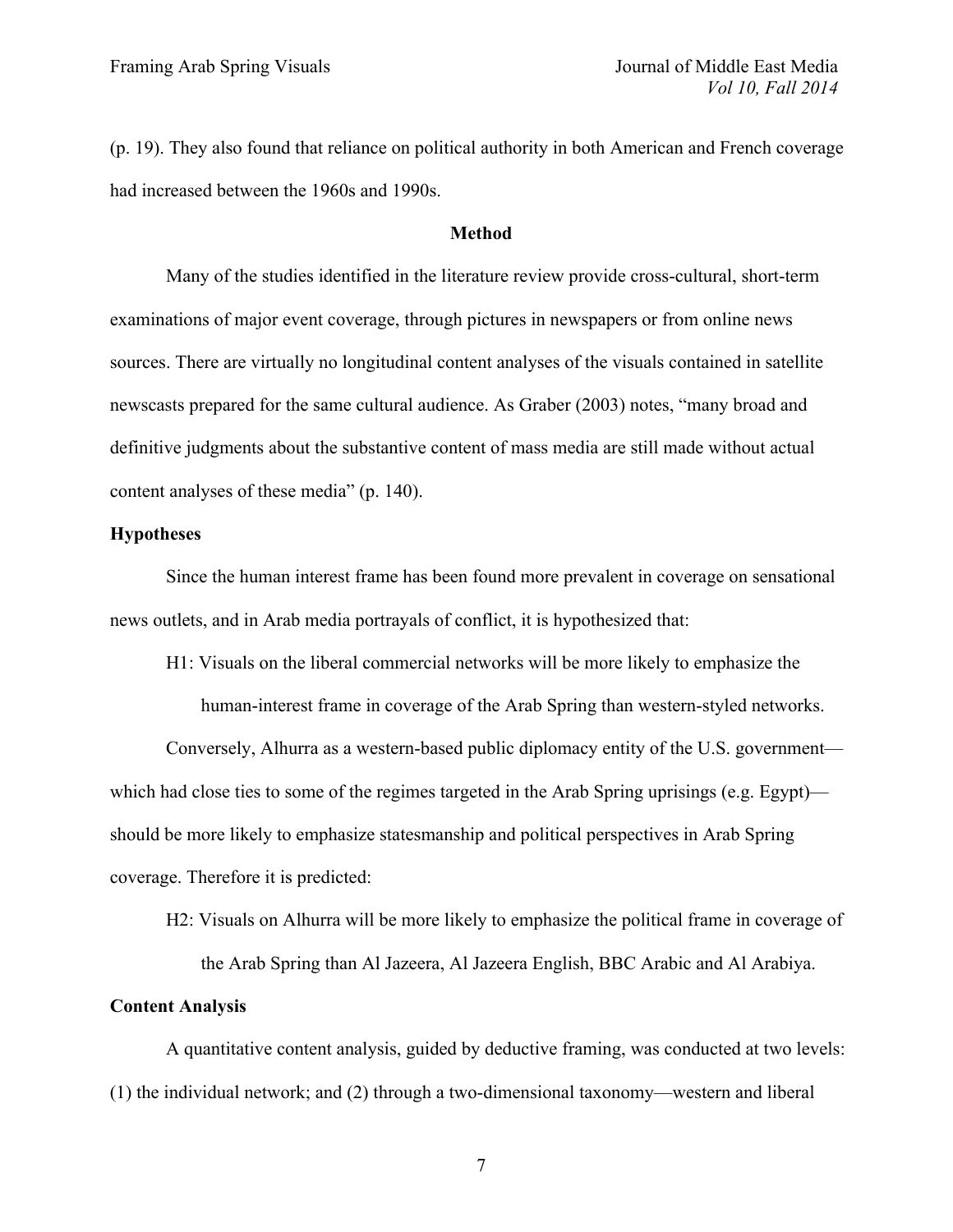(p. 19). They also found that reliance on political authority in both American and French coverage had increased between the 1960s and 1990s.

## Method

Many of the studies identified in the literature review provide cross-cultural, short-term examinations of major event coverage, through pictures in newspapers or from online news sources. There are virtually no longitudinal content analyses of the visuals contained in satellite newscasts prepared for the same cultural audience. As Graber (2003) notes, "many broad and definitive judgments about the substantive content of mass media are still made without actual content analyses of these media" (p. 140).

### Hypotheses

Since the human interest frame has been found more prevalent in coverage on sensational news outlets, and in Arab media portrayals of conflict, it is hypothesized that:

> H1: Visuals on the liberal commercial networks will be more likely to emphasize the human-interest frame in coverage of the Arab Spring than western-styled networks.

Conversely, Alhurra as a western-based public diplomacy entity of the U.S. government—which had close ties to some of the regimes targeted in the Arab Spring uprisings (e.g. Egypt)—should be more likely to emphasize statesmanship and political perspectives in Arab Spring coverage. Therefore it is predicted:

> H2: Visuals on Alhurra will be more likely to emphasize the political frame in coverage of the Arab Spring than Al Jazeera, Al Jazeera English, BBC Arabic and Al Arabiya.

### Content Analysis

A quantitative content analysis, guided by deductive framing, was conducted at two levels: (1) the individual network; and (2) through a two-dimensional taxonomy—western and liberal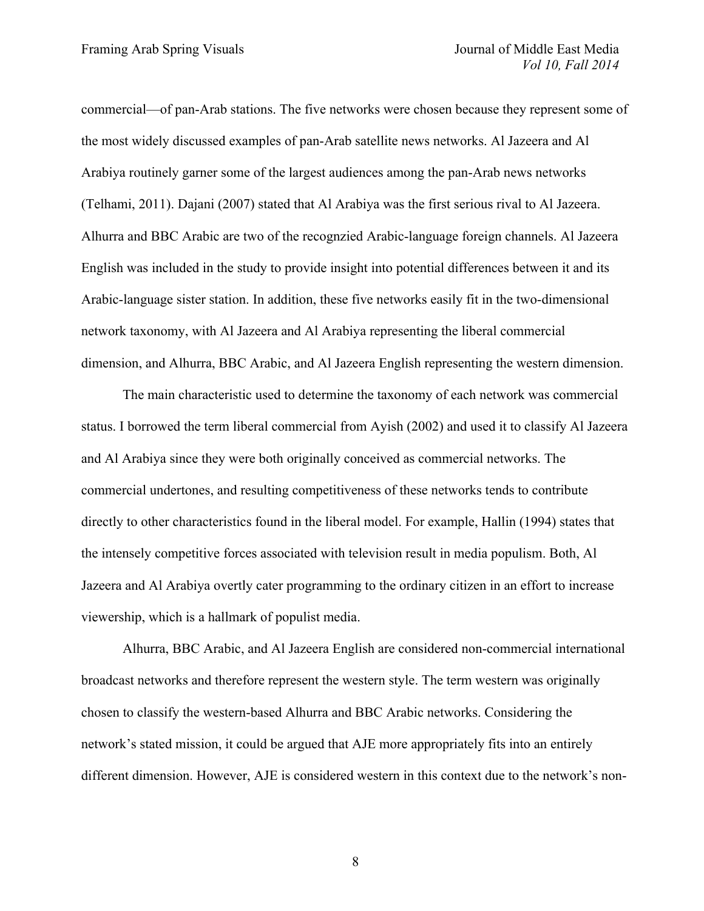commercial—of pan-Arab stations. The five networks were chosen because they represent some of the most widely discussed examples of pan-Arab satellite news networks. Al Jazeera and Al Arabiya routinely garner some of the largest audiences among the pan-Arab news networks (Telhami, 2011). Dajani (2007) stated that Al Arabiya was the first serious rival to Al Jazeera. Alhurra and BBC Arabic are two of the recognzied Arabic-language foreign channels. Al Jazeera English was included in the study to provide insight into potential differences between it and its Arabic-language sister station. In addition, these five networks easily fit in the two-dimensional network taxonomy, with Al Jazeera and Al Arabiya representing the liberal commercial dimension, and Alhurra, BBC Arabic, and Al Jazeera English representing the western dimension.

The main characteristic used to determine the taxonomy of each network was commercial status. I borrowed the term liberal commercial from Ayish (2002) and used it to classify Al Jazeera and Al Arabiya since they were both originally conceived as commercial networks. The commercial undertones, and resulting competitiveness of these networks tends to contribute directly to other characteristics found in the liberal model. For example, Hallin (1994) states that the intensely competitive forces associated with television result in media populism. Both, Al Jazeera and Al Arabiya overtly cater programming to the ordinary citizen in an effort to increase viewership, which is a hallmark of populist media.

Alhurra, BBC Arabic, and Al Jazeera English are considered non-commercial international broadcast networks and therefore represent the western style. The term western was originally chosen to classify the western-based Alhurra and BBC Arabic networks. Considering the network's stated mission, it could be argued that AJE more appropriately fits into an entirely different dimension. However, AJE is considered western in this context due to the network's non-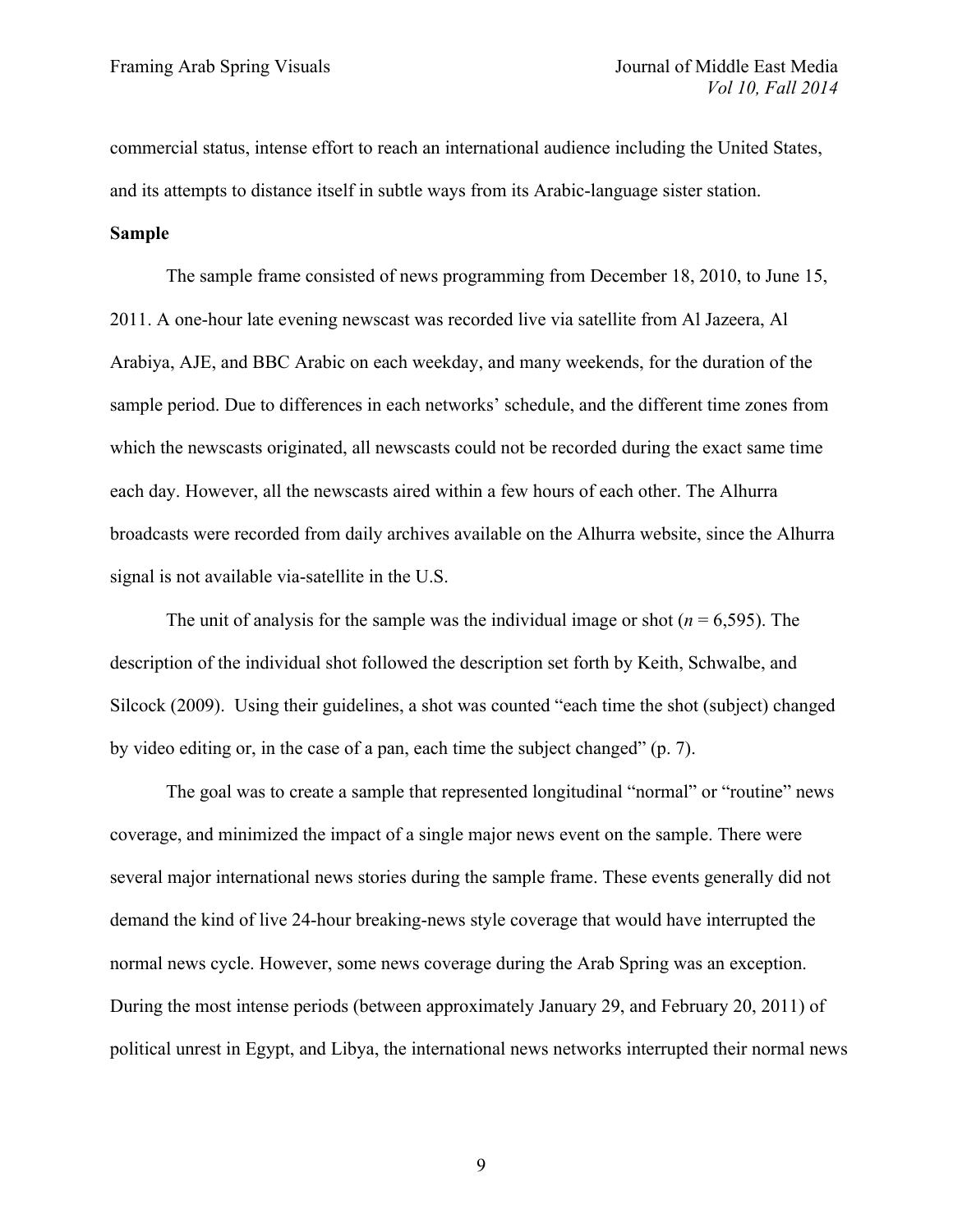commercial status, intense effort to reach an international audience including the United States, and its attempts to distance itself in subtle ways from its Arabic-language sister station.

**Sample**

The sample frame consisted of news programming from December 18, 2010, to June 15, 2011. A one-hour late evening newscast was recorded live via satellite from Al Jazeera, Al Arabiya, AJE, and BBC Arabic on each weekday, and many weekends, for the duration of the sample period. Due to differences in each networks' schedule, and the different time zones from which the newscasts originated, all newscasts could not be recorded during the exact same time each day. However, all the newscasts aired within a few hours of each other. The Alhurra broadcasts were recorded from daily archives available on the Alhurra website, since the Alhurra signal is not available via-satellite in the U.S.

The unit of analysis for the sample was the individual image or shot ($n$ = 6,595). The description of the individual shot followed the description set forth by Keith, Schwalbe, and Silcock (2009). Using their guidelines, a shot was counted "each time the shot (subject) changed by video editing or, in the case of a pan, each time the subject changed" (p. 7).

The goal was to create a sample that represented longitudinal "normal" or "routine" news coverage, and minimized the impact of a single major news event on the sample. There were several major international news stories during the sample frame. These events generally did not demand the kind of live 24-hour breaking-news style coverage that would have interrupted the normal news cycle. However, some news coverage during the Arab Spring was an exception. During the most intense periods (between approximately January 29, and February 20, 2011) of political unrest in Egypt, and Libya, the international news networks interrupted their normal news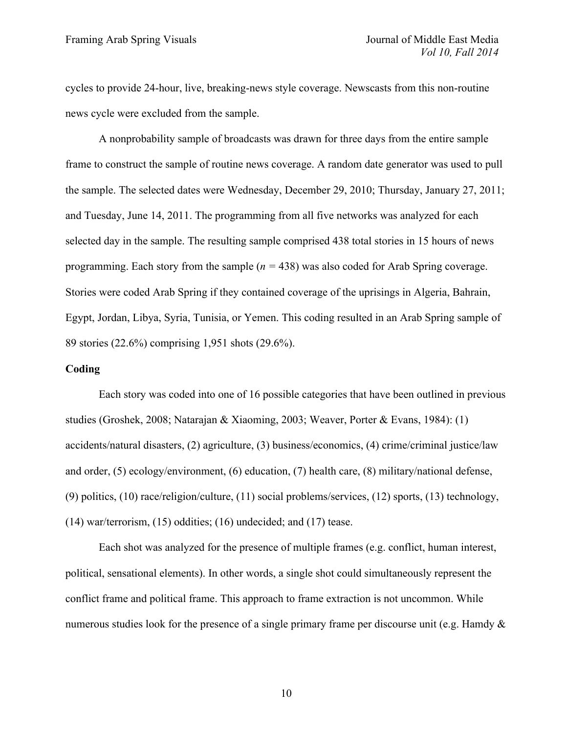cycles to provide 24-hour, live, breaking-news style coverage. Newscasts from this non-routine news cycle were excluded from the sample.

A nonprobability sample of broadcasts was drawn for three days from the entire sample frame to construct the sample of routine news coverage. A random date generator was used to pull the sample. The selected dates were Wednesday, December 29, 2010; Thursday, January 27, 2011; and Tuesday, June 14, 2011. The programming from all five networks was analyzed for each selected day in the sample. The resulting sample comprised 438 total stories in 15 hours of news programming. Each story from the sample ($n$ = 438) was also coded for Arab Spring coverage. Stories were coded Arab Spring if they contained coverage of the uprisings in Algeria, Bahrain, Egypt, Jordan, Libya, Syria, Tunisia, or Yemen. This coding resulted in an Arab Spring sample of 89 stories (22.6%) comprising 1,951 shots (29.6%).

**Coding**

Each story was coded into one of 16 possible categories that have been outlined in previous studies (Groshek, 2008; Natarajan & Xiaoming, 2003; Weaver, Porter & Evans, 1984): (1) accidents/natural disasters, (2) agriculture, (3) business/economics, (4) crime/criminal justice/law and order, (5) ecology/environment, (6) education, (7) health care, (8) military/national defense, (9) politics, (10) race/religion/culture, (11) social problems/services, (12) sports, (13) technology, (14) war/terrorism, (15) oddities; (16) undecided; and (17) tease.

Each shot was analyzed for the presence of multiple frames (e.g. conflict, human interest, political, sensational elements). In other words, a single shot could simultaneously represent the conflict frame and political frame. This approach to frame extraction is not uncommon. While numerous studies look for the presence of a single primary frame per discourse unit (e.g. Hamdy &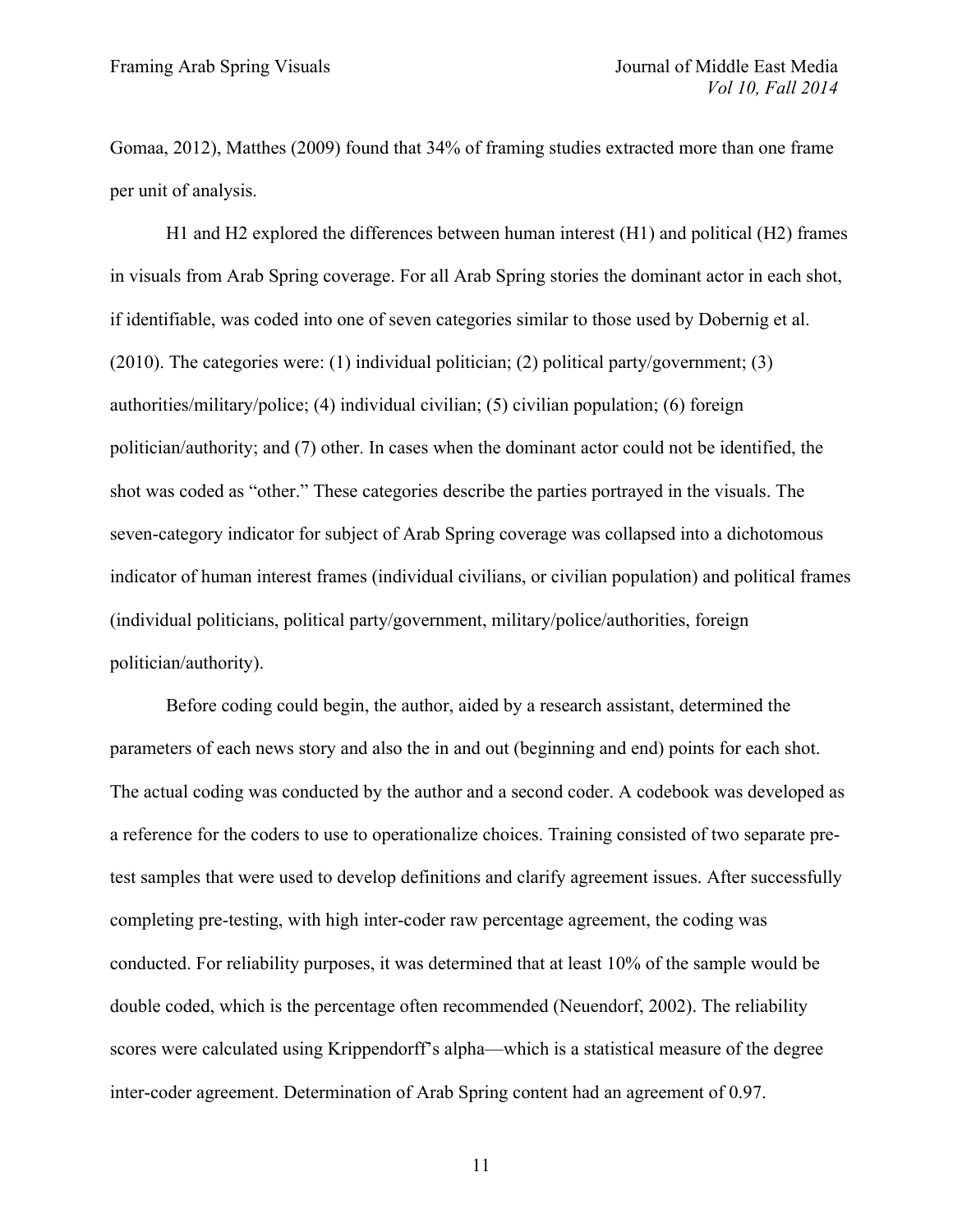Gomaa, 2012), Matthes (2009) found that 34% of framing studies extracted more than one frame per unit of analysis.

H1 and H2 explored the differences between human interest (H1) and political (H2) frames in visuals from Arab Spring coverage. For all Arab Spring stories the dominant actor in each shot, if identifiable, was coded into one of seven categories similar to those used by Dobernig et al. (2010). The categories were: (1) individual politician; (2) political party/government; (3) authorities/military/police; (4) individual civilian; (5) civilian population; (6) foreign politician/authority; and (7) other. In cases when the dominant actor could not be identified, the shot was coded as "other." These categories describe the parties portrayed in the visuals. The seven-category indicator for subject of Arab Spring coverage was collapsed into a dichotomous indicator of human interest frames (individual civilians, or civilian population) and political frames (individual politicians, political party/government, military/police/authorities, foreign politician/authority).

Before coding could begin, the author, aided by a research assistant, determined the parameters of each news story and also the in and out (beginning and end) points for each shot. The actual coding was conducted by the author and a second coder. A codebook was developed as a reference for the coders to use to operationalize choices. Training consisted of two separate pre-test samples that were used to develop definitions and clarify agreement issues. After successfully completing pre-testing, with high inter-coder raw percentage agreement, the coding was conducted. For reliability purposes, it was determined that at least 10% of the sample would be double coded, which is the percentage often recommended (Neuendorf, 2002). The reliability scores were calculated using Krippendorff's alpha—which is a statistical measure of the degree inter-coder agreement. Determination of Arab Spring content had an agreement of 0.97.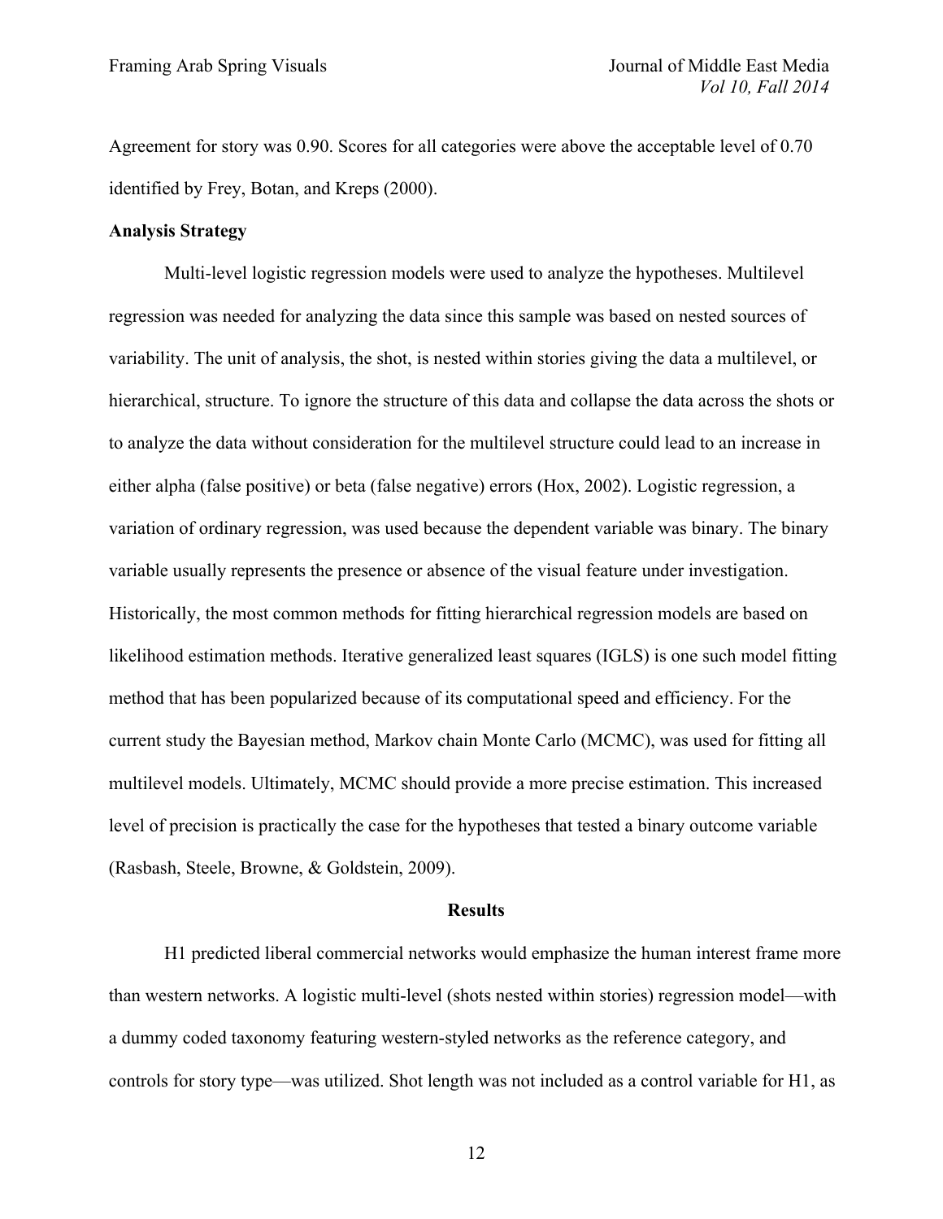Agreement for story was 0.90. Scores for all categories were above the acceptable level of 0.70 identified by Frey, Botan, and Kreps (2000).

**Analysis Strategy**

Multi-level logistic regression models were used to analyze the hypotheses. Multilevel regression was needed for analyzing the data since this sample was based on nested sources of variability. The unit of analysis, the shot, is nested within stories giving the data a multilevel, or hierarchical, structure. To ignore the structure of this data and collapse the data across the shots or to analyze the data without consideration for the multilevel structure could lead to an increase in either alpha (false positive) or beta (false negative) errors (Hox, 2002). Logistic regression, a variation of ordinary regression, was used because the dependent variable was binary. The binary variable usually represents the presence or absence of the visual feature under investigation. Historically, the most common methods for fitting hierarchical regression models are based on likelihood estimation methods. Iterative generalized least squares (IGLS) is one such model fitting method that has been popularized because of its computational speed and efficiency. For the current study the Bayesian method, Markov chain Monte Carlo (MCMC), was used for fitting all multilevel models. Ultimately, MCMC should provide a more precise estimation. This increased level of precision is practically the case for the hypotheses that tested a binary outcome variable (Rasbash, Steele, Browne, & Goldstein, 2009).

## Results

H1 predicted liberal commercial networks would emphasize the human interest frame more than western networks. A logistic multi-level (shots nested within stories) regression model—with a dummy coded taxonomy featuring western-styled networks as the reference category, and controls for story type—was utilized. Shot length was not included as a control variable for H1, as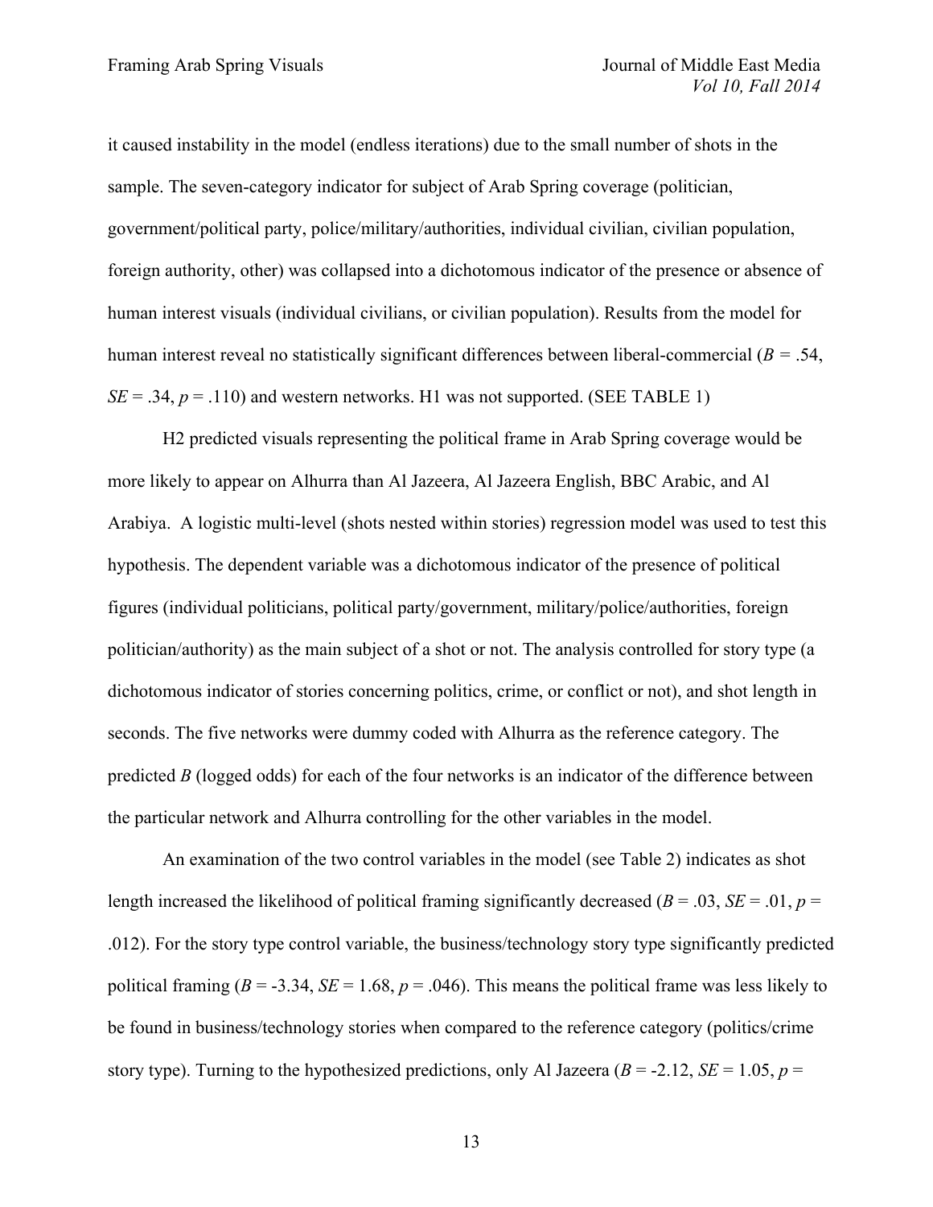it caused instability in the model (endless iterations) due to the small number of shots in the sample. The seven-category indicator for subject of Arab Spring coverage (politician, government/political party, police/military/authorities, individual civilian, civilian population, foreign authority, other) was collapsed into a dichotomous indicator of the presence or absence of human interest visuals (individual civilians, or civilian population). Results from the model for human interest reveal no statistically significant differences between liberal-commercial ($B$ = .54, $SE$ = .34, $p$ = .110) and western networks. H1 was not supported. (SEE TABLE 1)

H2 predicted visuals representing the political frame in Arab Spring coverage would be more likely to appear on Alhurra than Al Jazeera, Al Jazeera English, BBC Arabic, and Al Arabiya. A logistic multi-level (shots nested within stories) regression model was used to test this hypothesis. The dependent variable was a dichotomous indicator of the presence of political figures (individual politicians, political party/government, military/police/authorities, foreign politician/authority) as the main subject of a shot or not. The analysis controlled for story type (a dichotomous indicator of stories concerning politics, crime, or conflict or not), and shot length in seconds. The five networks were dummy coded with Alhurra as the reference category. The predicted $B$ (logged odds) for each of the four networks is an indicator of the difference between the particular network and Alhurra controlling for the other variables in the model.

An examination of the two control variables in the model (see Table 2) indicates as shot length increased the likelihood of political framing significantly decreased ($B$ = .03, $SE$ = .01, $p$ = .012). For the story type control variable, the business/technology story type significantly predicted political framing ($B$ = -3.34, $SE$ = 1.68, $p$ = .046). This means the political frame was less likely to be found in business/technology stories when compared to the reference category (politics/crime story type). Turning to the hypothesized predictions, only Al Jazeera ($B$ = -2.12, $SE$ = 1.05, $p$ =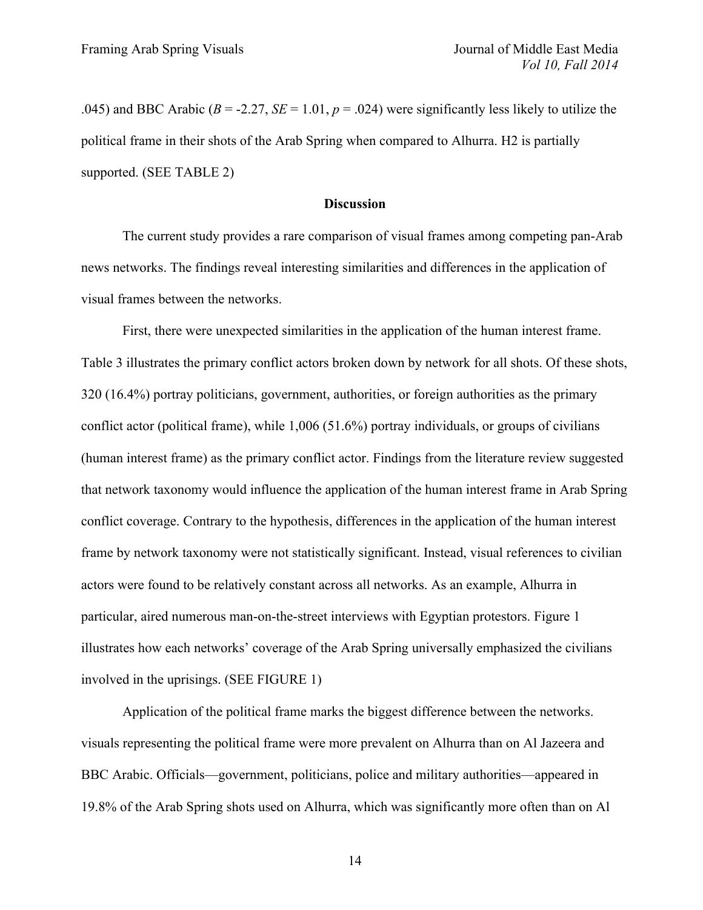.045) and BBC Arabic (*B* = -2.27, *SE* = 1.01, *p* = .024) were significantly less likely to utilize the political frame in their shots of the Arab Spring when compared to Alhurra. H2 is partially supported. (SEE TABLE 2)

## Discussion

The current study provides a rare comparison of visual frames among competing pan-Arab news networks. The findings reveal interesting similarities and differences in the application of visual frames between the networks.

First, there were unexpected similarities in the application of the human interest frame. Table 3 illustrates the primary conflict actors broken down by network for all shots. Of these shots, 320 (16.4%) portray politicians, government, authorities, or foreign authorities as the primary conflict actor (political frame), while 1,006 (51.6%) portray individuals, or groups of civilians (human interest frame) as the primary conflict actor. Findings from the literature review suggested that network taxonomy would influence the application of the human interest frame in Arab Spring conflict coverage. Contrary to the hypothesis, differences in the application of the human interest frame by network taxonomy were not statistically significant. Instead, visual references to civilian actors were found to be relatively constant across all networks. As an example, Alhurra in particular, aired numerous man-on-the-street interviews with Egyptian protestors. Figure 1 illustrates how each networks' coverage of the Arab Spring universally emphasized the civilians involved in the uprisings. (SEE FIGURE 1)

Application of the political frame marks the biggest difference between the networks. visuals representing the political frame were more prevalent on Alhurra than on Al Jazeera and BBC Arabic. Officials—government, politicians, police and military authorities—appeared in 19.8% of the Arab Spring shots used on Alhurra, which was significantly more often than on Al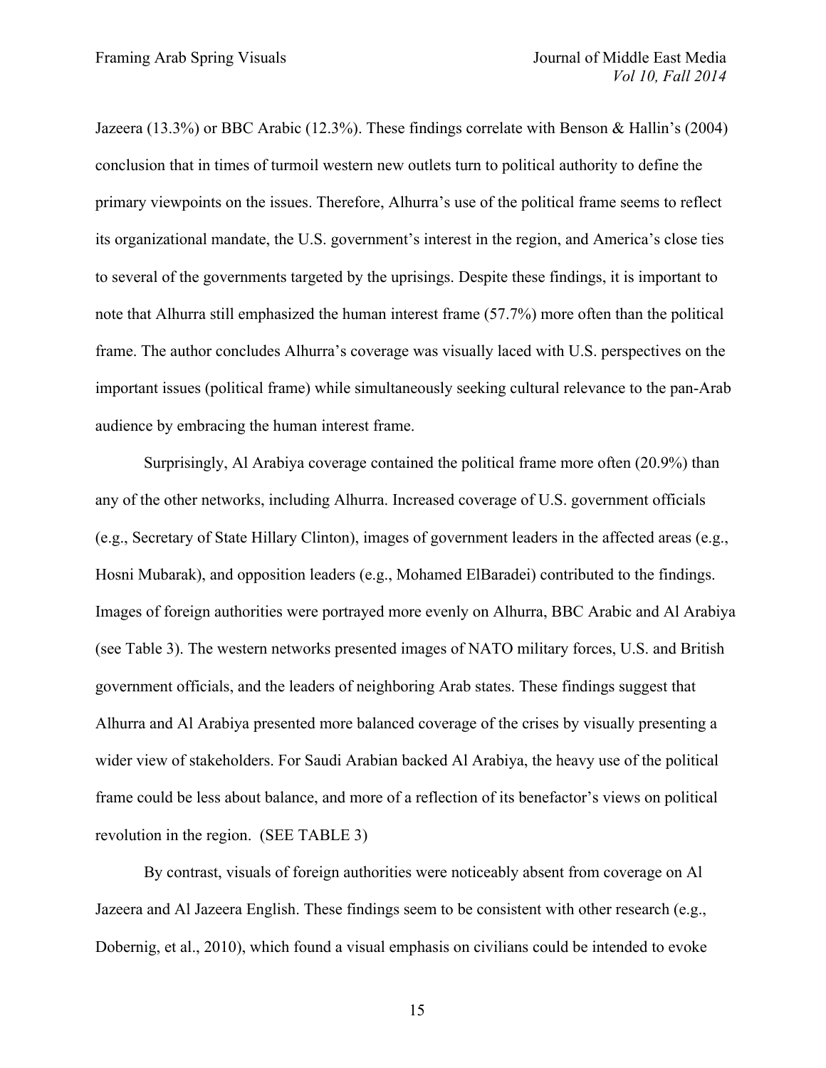Jazeera (13.3%) or BBC Arabic (12.3%). These findings correlate with Benson & Hallin's (2004) conclusion that in times of turmoil western new outlets turn to political authority to define the primary viewpoints on the issues. Therefore, Alhurra's use of the political frame seems to reflect its organizational mandate, the U.S. government's interest in the region, and America's close ties to several of the governments targeted by the uprisings. Despite these findings, it is important to note that Alhurra still emphasized the human interest frame (57.7%) more often than the political frame. The author concludes Alhurra's coverage was visually laced with U.S. perspectives on the important issues (political frame) while simultaneously seeking cultural relevance to the pan-Arab audience by embracing the human interest frame.

Surprisingly, Al Arabiya coverage contained the political frame more often (20.9%) than any of the other networks, including Alhurra. Increased coverage of U.S. government officials (e.g., Secretary of State Hillary Clinton), images of government leaders in the affected areas (e.g., Hosni Mubarak), and opposition leaders (e.g., Mohamed ElBaradei) contributed to the findings. Images of foreign authorities were portrayed more evenly on Alhurra, BBC Arabic and Al Arabiya (see Table 3). The western networks presented images of NATO military forces, U.S. and British government officials, and the leaders of neighboring Arab states. These findings suggest that Alhurra and Al Arabiya presented more balanced coverage of the crises by visually presenting a wider view of stakeholders. For Saudi Arabian backed Al Arabiya, the heavy use of the political frame could be less about balance, and more of a reflection of its benefactor's views on political revolution in the region. (SEE TABLE 3)

By contrast, visuals of foreign authorities were noticeably absent from coverage on Al Jazeera and Al Jazeera English. These findings seem to be consistent with other research (e.g., Dobernig, et al., 2010), which found a visual emphasis on civilians could be intended to evoke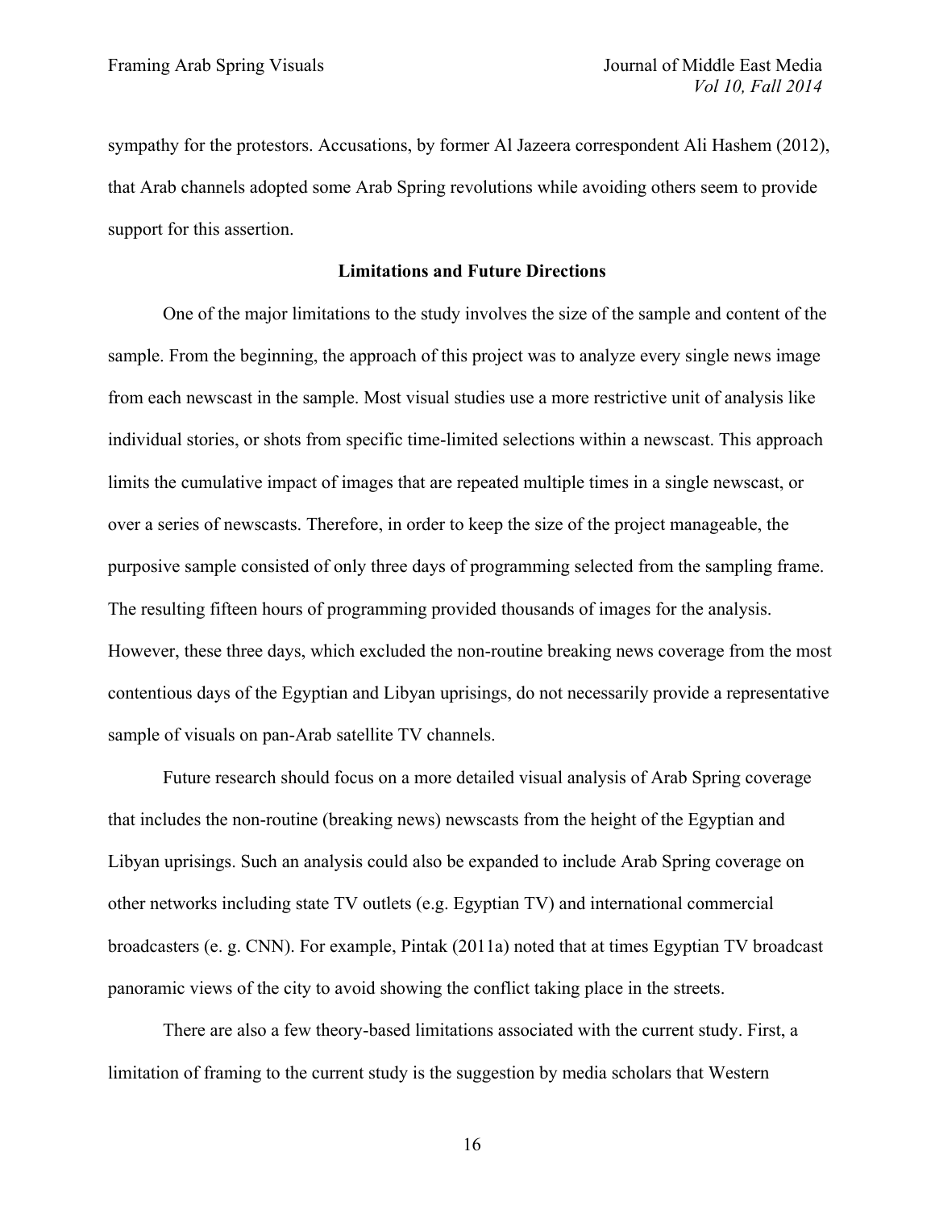sympathy for the protestors. Accusations, by former Al Jazeera correspondent Ali Hashem (2012), that Arab channels adopted some Arab Spring revolutions while avoiding others seem to provide support for this assertion.

## Limitations and Future Directions

One of the major limitations to the study involves the size of the sample and content of the sample. From the beginning, the approach of this project was to analyze every single news image from each newscast in the sample. Most visual studies use a more restrictive unit of analysis like individual stories, or shots from specific time-limited selections within a newscast. This approach limits the cumulative impact of images that are repeated multiple times in a single newscast, or over a series of newscasts. Therefore, in order to keep the size of the project manageable, the purposive sample consisted of only three days of programming selected from the sampling frame. The resulting fifteen hours of programming provided thousands of images for the analysis. However, these three days, which excluded the non-routine breaking news coverage from the most contentious days of the Egyptian and Libyan uprisings, do not necessarily provide a representative sample of visuals on pan-Arab satellite TV channels.

Future research should focus on a more detailed visual analysis of Arab Spring coverage that includes the non-routine (breaking news) newscasts from the height of the Egyptian and Libyan uprisings. Such an analysis could also be expanded to include Arab Spring coverage on other networks including state TV outlets (e.g. Egyptian TV) and international commercial broadcasters (e. g. CNN). For example, Pintak (2011a) noted that at times Egyptian TV broadcast panoramic views of the city to avoid showing the conflict taking place in the streets.

There are also a few theory-based limitations associated with the current study. First, a limitation of framing to the current study is the suggestion by media scholars that Western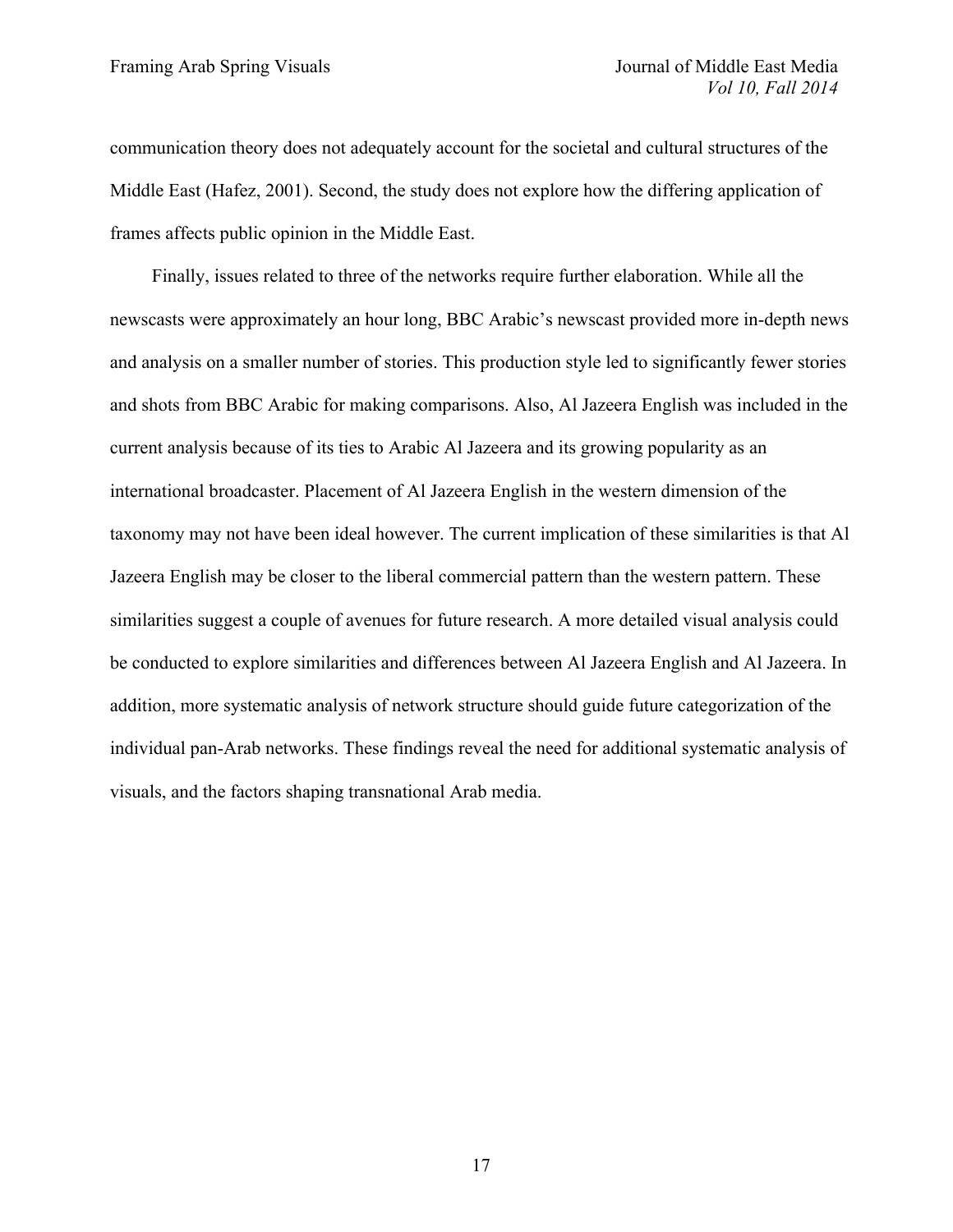communication theory does not adequately account for the societal and cultural structures of the Middle East (Hafez, 2001). Second, the study does not explore how the differing application of frames affects public opinion in the Middle East.

Finally, issues related to three of the networks require further elaboration. While all the newscasts were approximately an hour long, BBC Arabic's newscast provided more in-depth news and analysis on a smaller number of stories. This production style led to significantly fewer stories and shots from BBC Arabic for making comparisons. Also, Al Jazeera English was included in the current analysis because of its ties to Arabic Al Jazeera and its growing popularity as an international broadcaster. Placement of Al Jazeera English in the western dimension of the taxonomy may not have been ideal however. The current implication of these similarities is that Al Jazeera English may be closer to the liberal commercial pattern than the western pattern. These similarities suggest a couple of avenues for future research. A more detailed visual analysis could be conducted to explore similarities and differences between Al Jazeera English and Al Jazeera. In addition, more systematic analysis of network structure should guide future categorization of the individual pan-Arab networks. These findings reveal the need for additional systematic analysis of visuals, and the factors shaping transnational Arab media.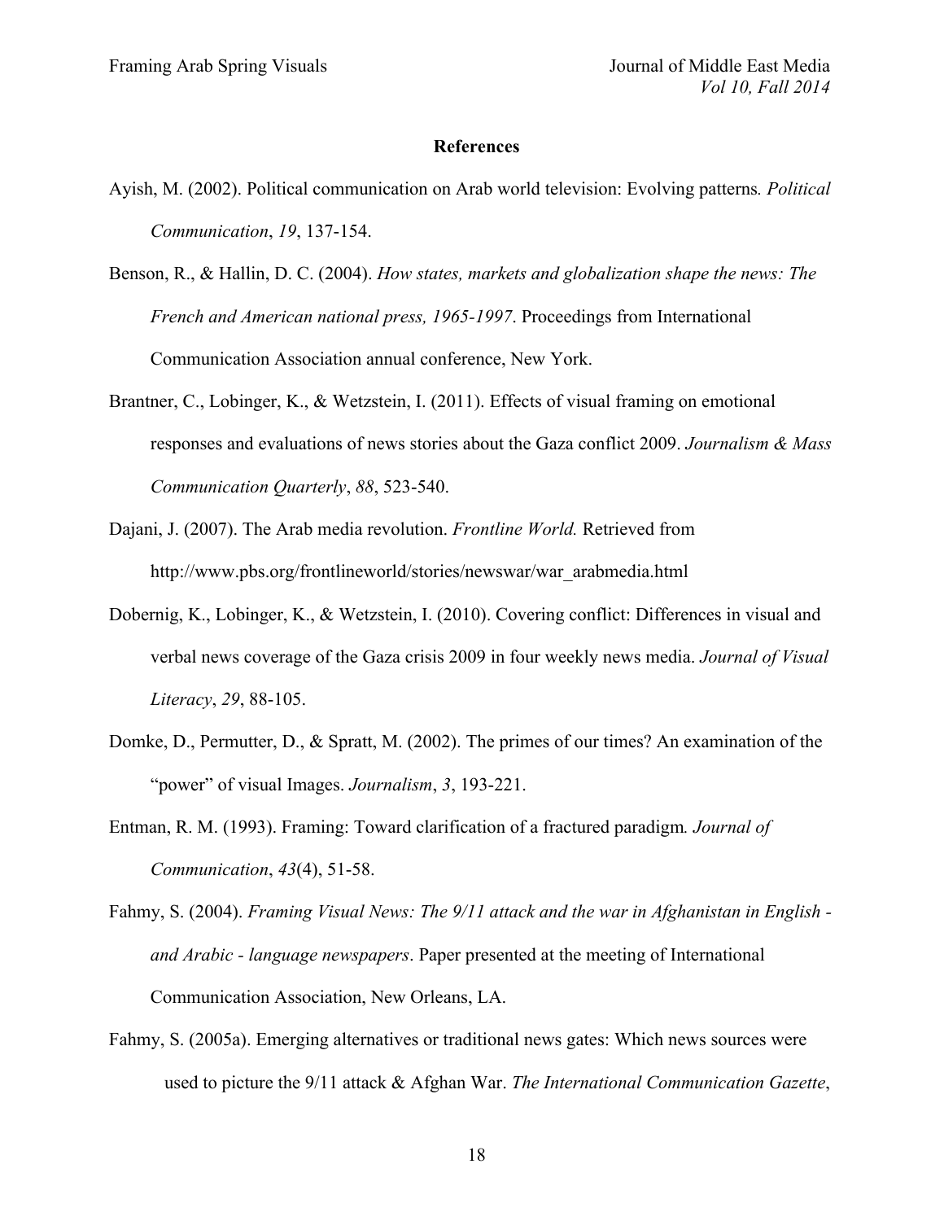## References

Ayish, M. (2002). Political communication on Arab world television: Evolving patterns. *Political Communication*, *19*, 137-154.

Benson, R., & Hallin, D. C. (2004). *How states, markets and globalization shape the news: The French and American national press, 1965-1997*. Proceedings from International Communication Association annual conference, New York.

Brantner, C., Lobinger, K., & Wetzstein, I. (2011). Effects of visual framing on emotional responses and evaluations of news stories about the Gaza conflict 2009. *Journalism & Mass Communication Quarterly*, *88*, 523-540.

Dajani, J. (2007). The Arab media revolution. *Frontline World.* Retrieved from http://www.pbs.org/frontlineworld/stories/newswar/war_arabmedia.html

Dobernig, K., Lobinger, K., & Wetzstein, I. (2010). Covering conflict: Differences in visual and verbal news coverage of the Gaza crisis 2009 in four weekly news media. *Journal of Visual Literacy*, *29*, 88-105.

Domke, D., Permutter, D., & Spratt, M. (2002). The primes of our times? An examination of the "power" of visual Images. *Journalism*, *3*, 193-221.

Entman, R. M. (1993). Framing: Toward clarification of a fractured paradigm. *Journal of Communication*, *43*(4), 51-58.

Fahmy, S. (2004). *Framing Visual News: The 9/11 attack and the war in Afghanistan in English - and Arabic - language newspapers*. Paper presented at the meeting of International Communication Association, New Orleans, LA.

Fahmy, S. (2005a). Emerging alternatives or traditional news gates: Which news sources were used to picture the 9/11 attack & Afghan War. *The International Communication Gazette*,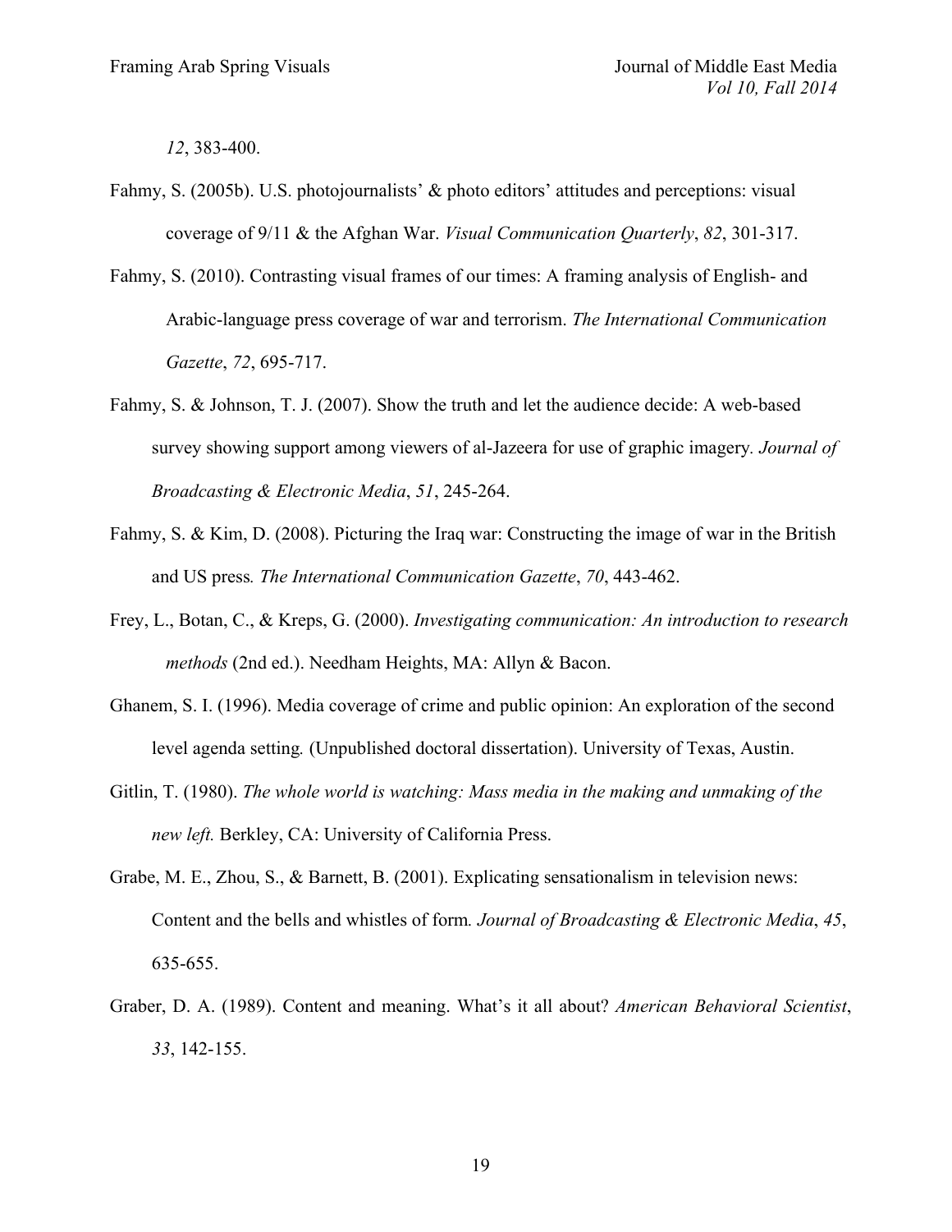*12*, 383-400.

Fahmy, S. (2005b). U.S. photojournalists' & photo editors' attitudes and perceptions: visual coverage of 9/11 & the Afghan War. *Visual Communication Quarterly*, *82*, 301-317.

Fahmy, S. (2010). Contrasting visual frames of our times: A framing analysis of English- and Arabic-language press coverage of war and terrorism. *The International Communication Gazette*, *72*, 695-717.

Fahmy, S. & Johnson, T. J. (2007). Show the truth and let the audience decide: A web-based survey showing support among viewers of al-Jazeera for use of graphic imagery. *Journal of Broadcasting & Electronic Media*, *51*, 245-264.

Fahmy, S. & Kim, D. (2008). Picturing the Iraq war: Constructing the image of war in the British and US press. *The International Communication Gazette*, *70*, 443-462.

Frey, L., Botan, C., & Kreps, G. (2000). *Investigating communication: An introduction to research methods* (2nd ed.). Needham Heights, MA: Allyn & Bacon.

Ghanem, S. I. (1996). Media coverage of crime and public opinion: An exploration of the second level agenda setting. (Unpublished doctoral dissertation). University of Texas, Austin.

Gitlin, T. (1980). *The whole world is watching: Mass media in the making and unmaking of the new left.* Berkley, CA: University of California Press.

Grabe, M. E., Zhou, S., & Barnett, B. (2001). Explicating sensationalism in television news: Content and the bells and whistles of form. *Journal of Broadcasting & Electronic Media*, *45*, 635-655.

Graber, D. A. (1989). Content and meaning. What's it all about? *American Behavioral Scientist*, *33*, 142-155.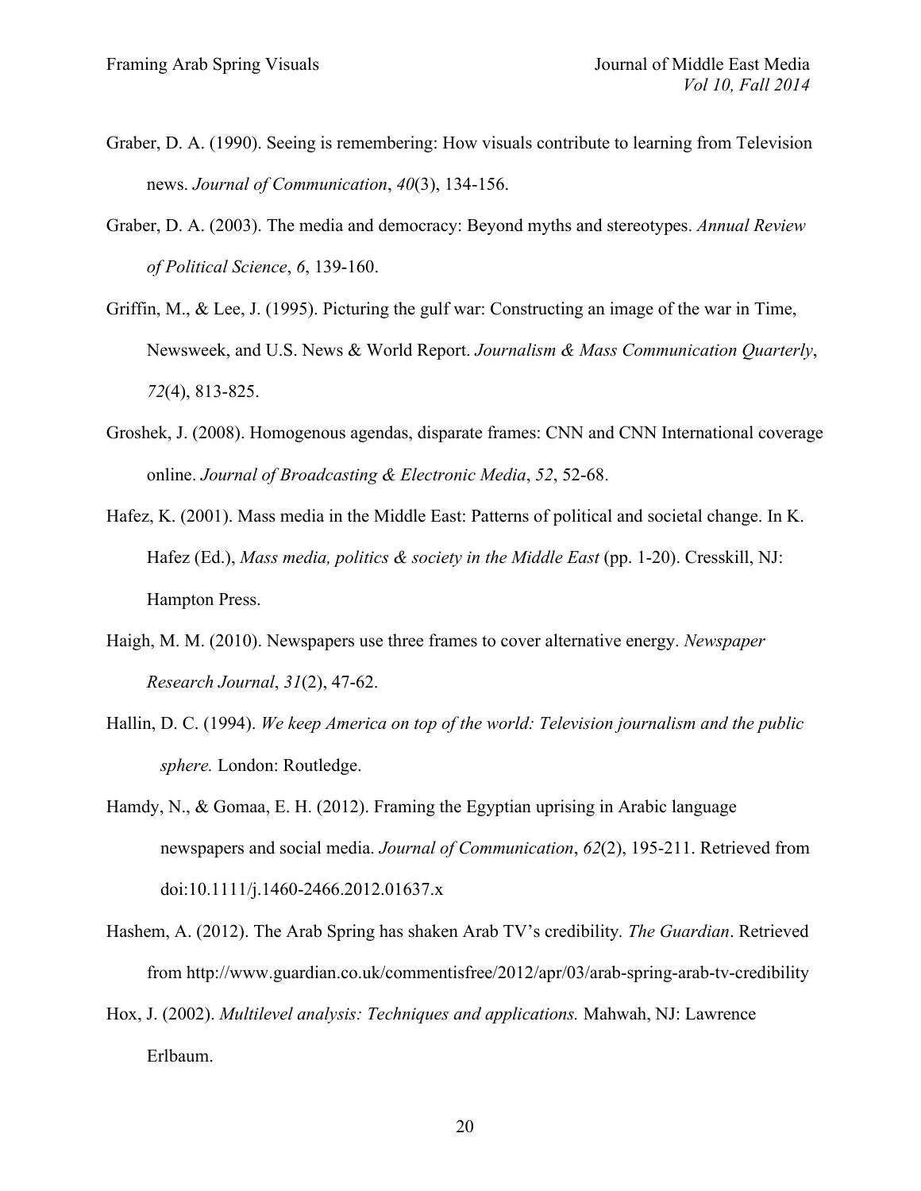Graber, D. A. (1990). Seeing is remembering: How visuals contribute to learning from Television news. *Journal of Communication*, *40*(3), 134-156.

Graber, D. A. (2003). The media and democracy: Beyond myths and stereotypes. *Annual Review of Political Science*, *6*, 139-160.

Griffin, M., & Lee, J. (1995). Picturing the gulf war: Constructing an image of the war in Time, Newsweek, and U.S. News & World Report. *Journalism & Mass Communication Quarterly*, *72*(4), 813-825.

Groshek, J. (2008). Homogenous agendas, disparate frames: CNN and CNN International coverage online. *Journal of Broadcasting & Electronic Media*, *52*, 52-68.

Hafez, K. (2001). Mass media in the Middle East: Patterns of political and societal change. In K. Hafez (Ed.), *Mass media, politics & society in the Middle East* (pp. 1-20). Cresskill, NJ: Hampton Press.

Haigh, M. M. (2010). Newspapers use three frames to cover alternative energy. *Newspaper Research Journal*, *31*(2), 47-62.

Hallin, D. C. (1994). *We keep America on top of the world: Television journalism and the public sphere.* London: Routledge.

Hamdy, N., & Gomaa, E. H. (2012). Framing the Egyptian uprising in Arabic language newspapers and social media. *Journal of Communication*, *62*(2), 195-211. Retrieved from doi:10.1111/j.1460-2466.2012.01637.x

Hashem, A. (2012). The Arab Spring has shaken Arab TV's credibility. *The Guardian*. Retrieved from http://www.guardian.co.uk/commentisfree/2012/apr/03/arab-spring-arab-tv-credibility

Hox, J. (2002). *Multilevel analysis: Techniques and applications.* Mahwah, NJ: Lawrence Erlbaum.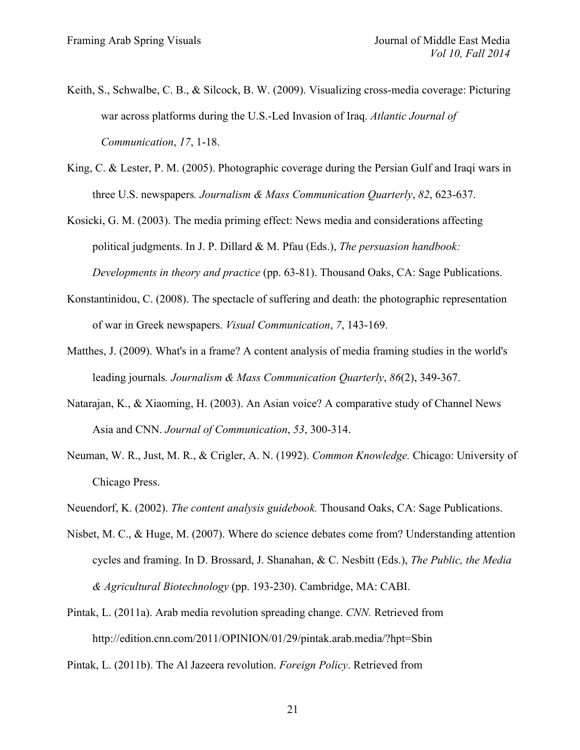Keith, S., Schwalbe, C. B., & Silcock, B. W. (2009). Visualizing cross-media coverage: Picturing war across platforms during the U.S.-Led Invasion of Iraq. *Atlantic Journal of Communication*, *17*, 1-18.

King, C. & Lester, P. M. (2005). Photographic coverage during the Persian Gulf and Iraqi wars in three U.S. newspapers. *Journalism & Mass Communication Quarterly*, *82*, 623-637.

Kosicki, G. M. (2003). The media priming effect: News media and considerations affecting political judgments. In J. P. Dillard & M. Pfau (Eds.), *The persuasion handbook: Developments in theory and practice* (pp. 63-81). Thousand Oaks, CA: Sage Publications.

Konstantinidou, C. (2008). The spectacle of suffering and death: the photographic representation of war in Greek newspapers. *Visual Communication*, *7*, 143-169.

Matthes, J. (2009). What's in a frame? A content analysis of media framing studies in the world's leading journals. *Journalism & Mass Communication Quarterly*, *86*(2), 349-367.

Natarajan, K., & Xiaoming, H. (2003). An Asian voice? A comparative study of Channel News Asia and CNN. *Journal of Communication*, *53*, 300-314.

Neuman, W. R., Just, M. R., & Crigler, A. N. (1992). *Common Knowledge.* Chicago: University of Chicago Press.

Neuendorf, K. (2002). *The content analysis guidebook.* Thousand Oaks, CA: Sage Publications.

Nisbet, M. C., & Huge, M. (2007). Where do science debates come from? Understanding attention cycles and framing. In D. Brossard, J. Shanahan, & C. Nesbitt (Eds.), *The Public, the Media & Agricultural Biotechnology* (pp. 193-230). Cambridge, MA: CABI.

Pintak, L. (2011a). Arab media revolution spreading change. *CNN.* Retrieved from http://edition.cnn.com/2011/OPINION/01/29/pintak.arab.media/?hpt=Sbin

Pintak, L. (2011b). The Al Jazeera revolution. *Foreign Policy*. Retrieved from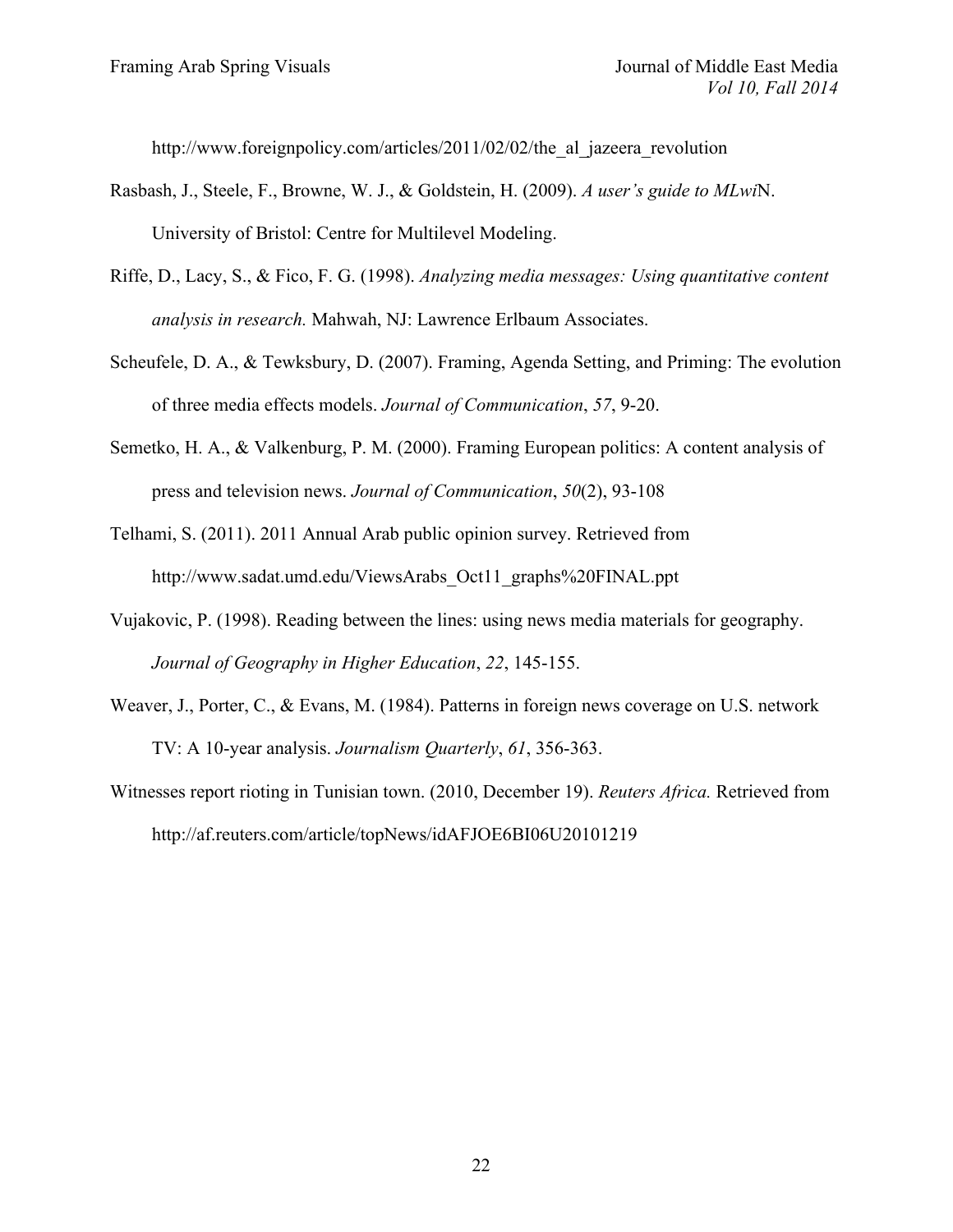http://www.foreignpolicy.com/articles/2011/02/02/the_al_jazeera_revolution

Rasbash, J., Steele, F., Browne, W. J., & Goldstein, H. (2009). *A user's guide to MLwi*N. University of Bristol: Centre for Multilevel Modeling.

Riffe, D., Lacy, S., & Fico, F. G. (1998). *Analyzing media messages: Using quantitative content analysis in research.* Mahwah, NJ: Lawrence Erlbaum Associates.

Scheufele, D. A., & Tewksbury, D. (2007). Framing, Agenda Setting, and Priming: The evolution of three media effects models. *Journal of Communication*, *57*, 9-20.

Semetko, H. A., & Valkenburg, P. M. (2000). Framing European politics: A content analysis of press and television news. *Journal of Communication*, *50*(2), 93-108

Telhami, S. (2011). 2011 Annual Arab public opinion survey. Retrieved from http://www.sadat.umd.edu/ViewsArabs_Oct11_graphs%20FINAL.ppt

Vujakovic, P. (1998). Reading between the lines: using news media materials for geography. *Journal of Geography in Higher Education*, *22*, 145-155.

Weaver, J., Porter, C., & Evans, M. (1984). Patterns in foreign news coverage on U.S. network TV: A 10-year analysis. *Journalism Quarterly*, *61*, 356-363.

Witnesses report rioting in Tunisian town. (2010, December 19). *Reuters Africa.* Retrieved from http://af.reuters.com/article/topNews/idAFJOE6BI06U20101219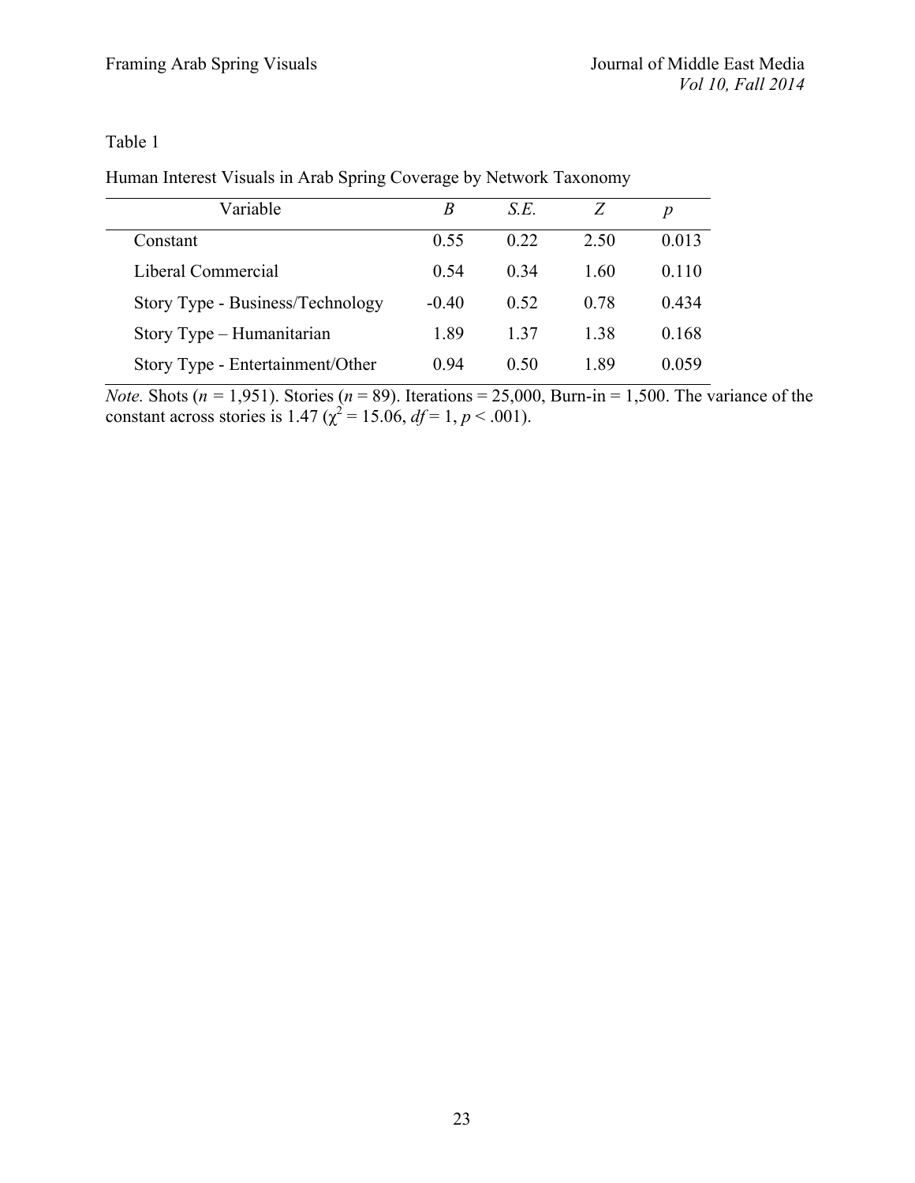Table 1

Human Interest Visuals in Arab Spring Coverage by Network Taxonomy

| Variable | *B* | *S.E.* | *Z* | *p* |
|---|---|---|---|---|
| Constant | 0.55 | 0.22 | 2.50 | 0.013 |
| Liberal Commercial | 0.54 | 0.34 | 1.60 | 0.110 |
| Story Type - Business/Technology | -0.40 | 0.52 | 0.78 | 0.434 |
| Story Type – Humanitarian | 1.89 | 1.37 | 1.38 | 0.168 |
| Story Type - Entertainment/Other | 0.94 | 0.50 | 1.89 | 0.059 |

*Note.* Shots ($n$ = 1,951). Stories ($n$ = 89). Iterations = 25,000, Burn-in = 1,500. The variance of the constant across stories is 1.47 ($\chi^2$ = 15.06, $df$ = 1, $p$ < .001).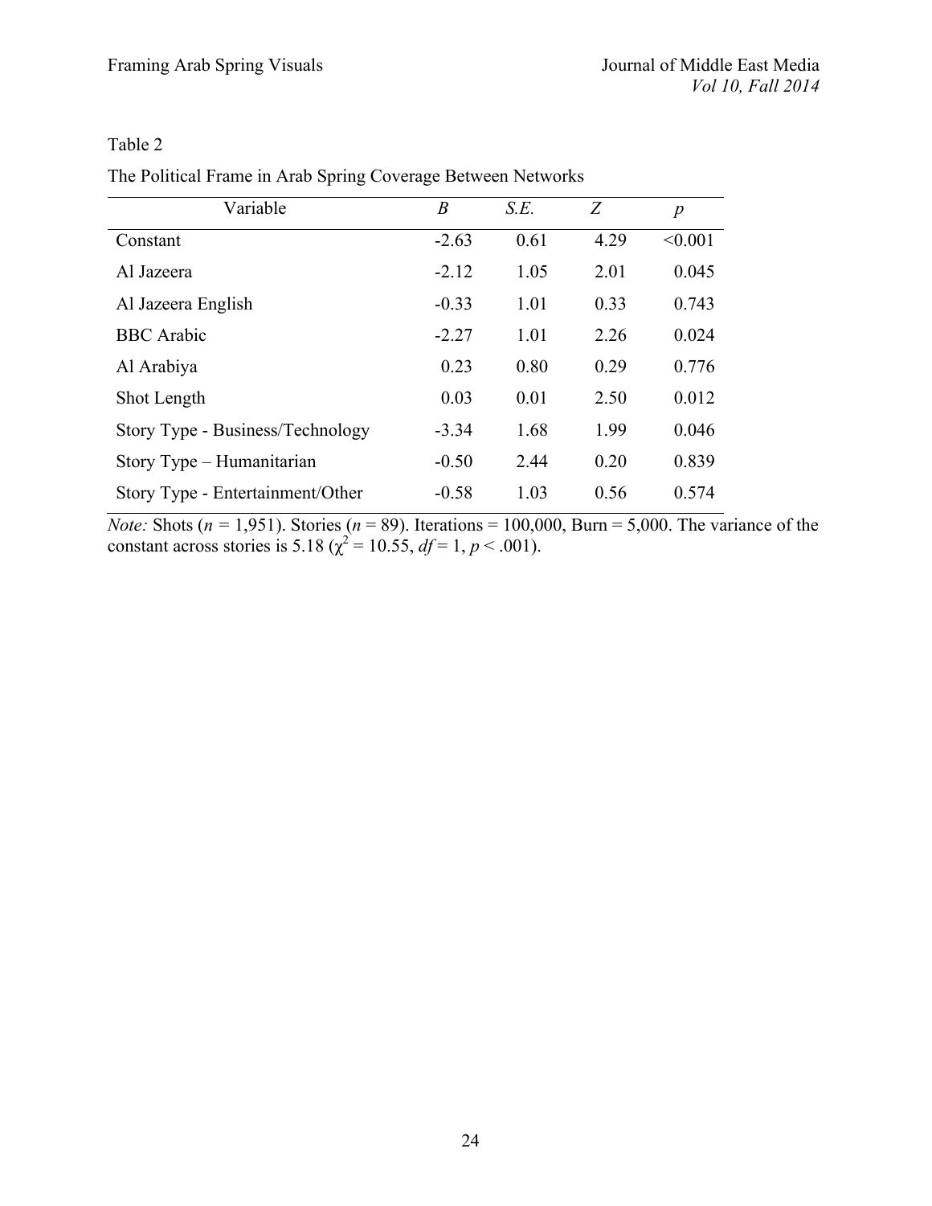Table 2

The Political Frame in Arab Spring Coverage Between Networks

| Variable | *B* | *S.E.* | *Z* | *p* |
|---|---|---|---|---|
| Constant | -2.63 | 0.61 | 4.29 | <0.001 |
| Al Jazeera | -2.12 | 1.05 | 2.01 | 0.045 |
| Al Jazeera English | -0.33 | 1.01 | 0.33 | 0.743 |
| BBC Arabic | -2.27 | 1.01 | 2.26 | 0.024 |
| Al Arabiya | 0.23 | 0.80 | 0.29 | 0.776 |
| Shot Length | 0.03 | 0.01 | 2.50 | 0.012 |
| Story Type - Business/Technology | -3.34 | 1.68 | 1.99 | 0.046 |
| Story Type – Humanitarian | -0.50 | 2.44 | 0.20 | 0.839 |
| Story Type - Entertainment/Other | -0.58 | 1.03 | 0.56 | 0.574 |

*Note:* Shots ($n$ = 1,951). Stories ($n$ = 89). Iterations = 100,000, Burn = 5,000. The variance of the constant across stories is 5.18 ($\chi^2$ = 10.55, $df$ = 1, $p$ < .001).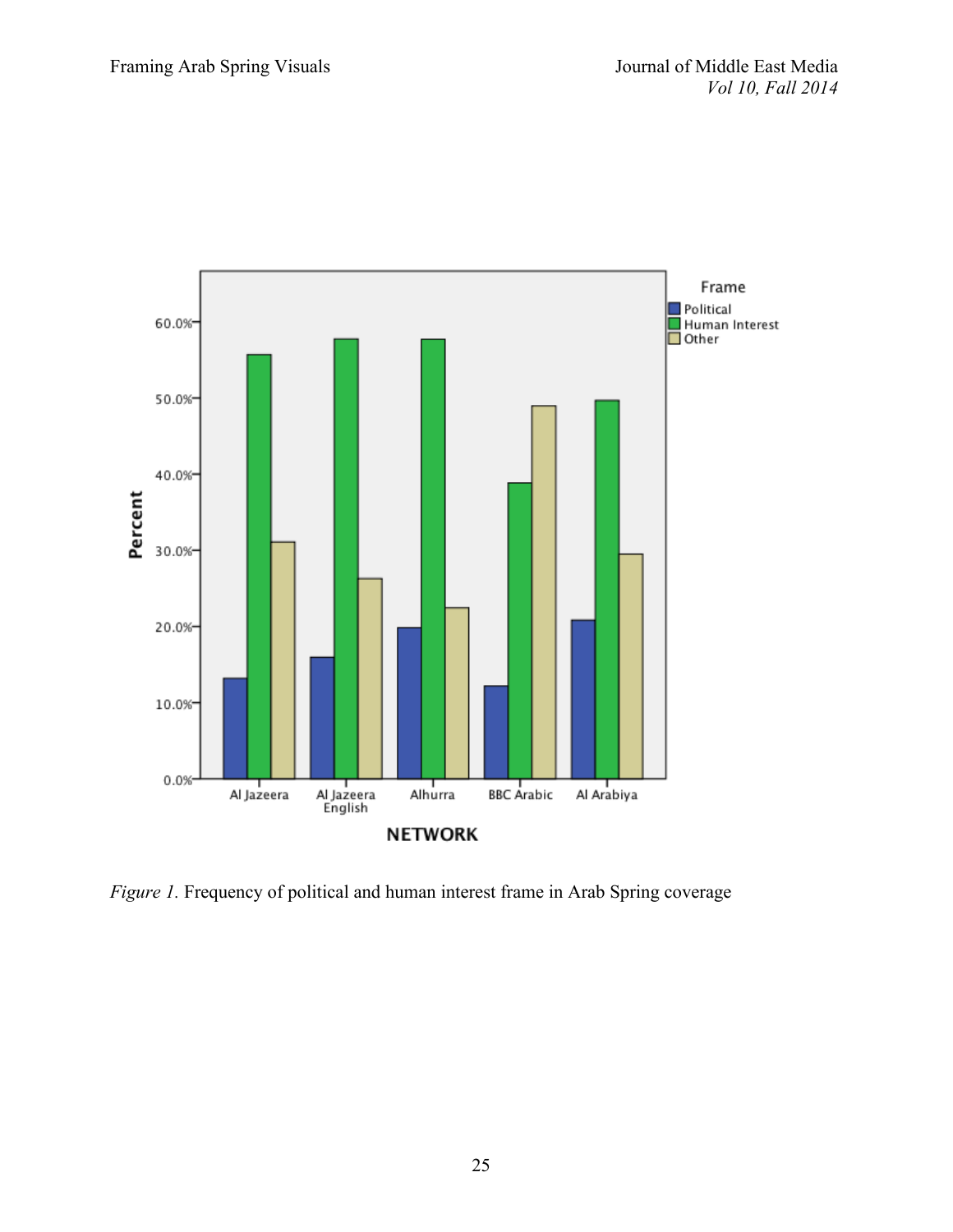*Figure 1.* Frequency of political and human interest frame in Arab Spring coverage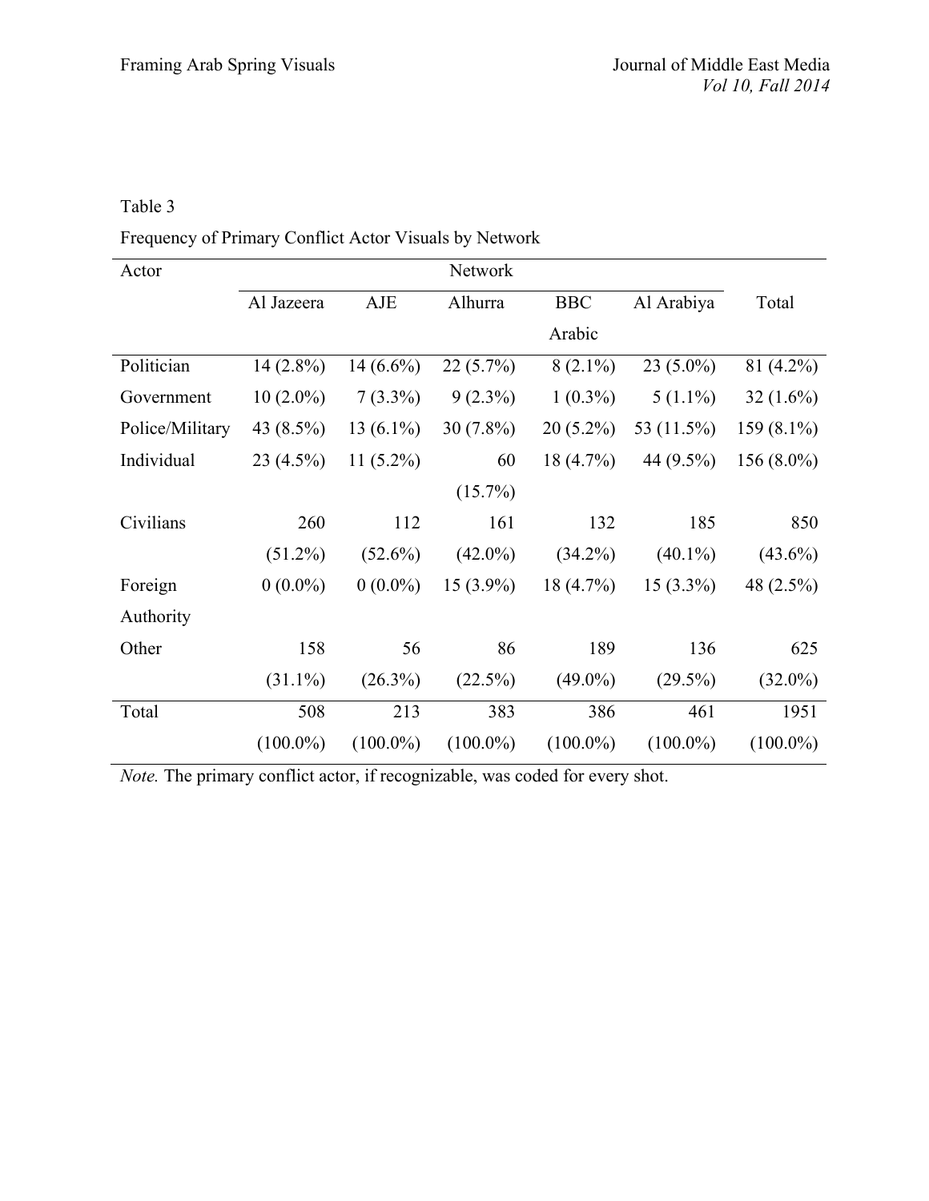Table 3

Frequency of Primary Conflict Actor Visuals by Network

| Actor | Network | | | | | Total |
|---|---|---|---|---|---|---|
| | Al Jazeera | AJE | Alhurra | BBC Arabic | Al Arabiya | |
| Politician | 14 (2.8%) | 14 (6.6%) | 22 (5.7%) | 8 (2.1%) | 23 (5.0%) | 81 (4.2%) |
| Government | 10 (2.0%) | 7 (3.3%) | 9 (2.3%) | 1 (0.3%) | 5 (1.1%) | 32 (1.6%) |
| Police/Military | 43 (8.5%) | 13 (6.1%) | 30 (7.8%) | 20 (5.2%) | 53 (11.5%) | 159 (8.1%) |
| Individual | 23 (4.5%) | 11 (5.2%) | 60 (15.7%) | 18 (4.7%) | 44 (9.5%) | 156 (8.0%) |
| Civilians | 260 (51.2%) | 112 (52.6%) | 161 (42.0%) | 132 (34.2%) | 185 (40.1%) | 850 (43.6%) |
| Foreign Authority | 0 (0.0%) | 0 (0.0%) | 15 (3.9%) | 18 (4.7%) | 15 (3.3%) | 48 (2.5%) |
| Other | 158 (31.1%) | 56 (26.3%) | 86 (22.5%) | 189 (49.0%) | 136 (29.5%) | 625 (32.0%) |
| Total | 508 (100.0%) | 213 (100.0%) | 383 (100.0%) | 386 (100.0%) | 461 (100.0%) | 1951 (100.0%) |

*Note.* The primary conflict actor, if recognizable, was coded for every shot.